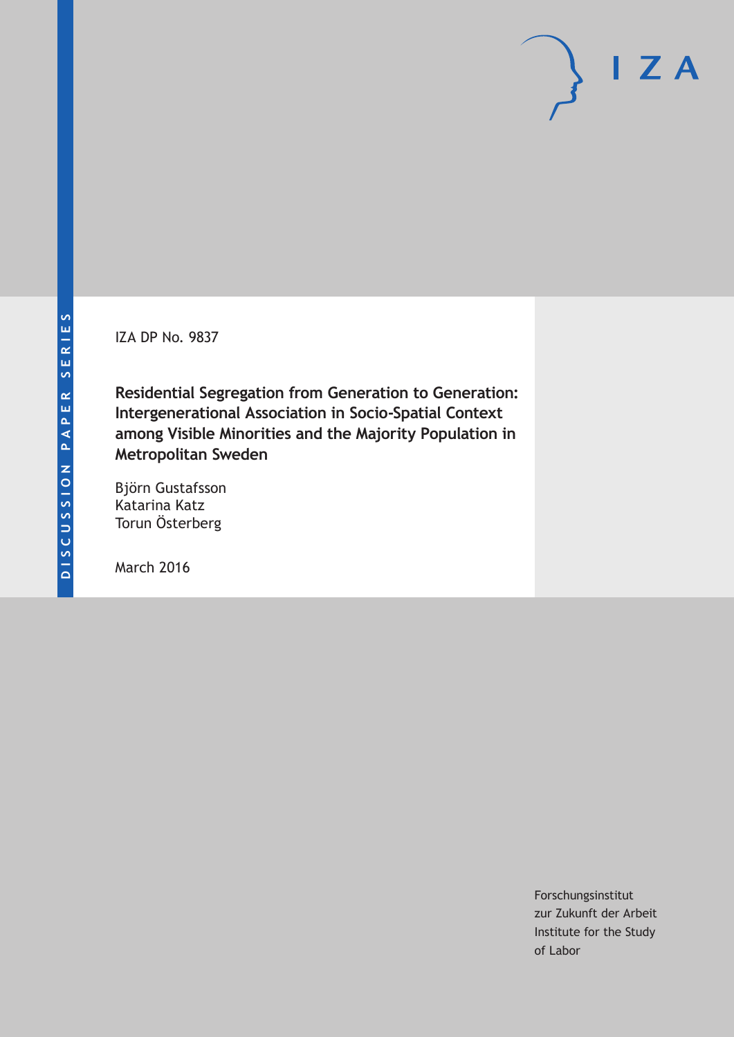DISCUSSION PAPER SERIES

IZA DP No. 9837

# Residential Segregation from Generation to Generation: Intergenerational Association in Socio-Spatial Context among Visible Minorities and the Majority Population in Metropolitan Sweden

Björn Gustafsson
Katarina Katz
Torun Österberg

March 2016

Forschungsinstitut
zur Zukunft der Arbeit
Institute for the Study
of Labor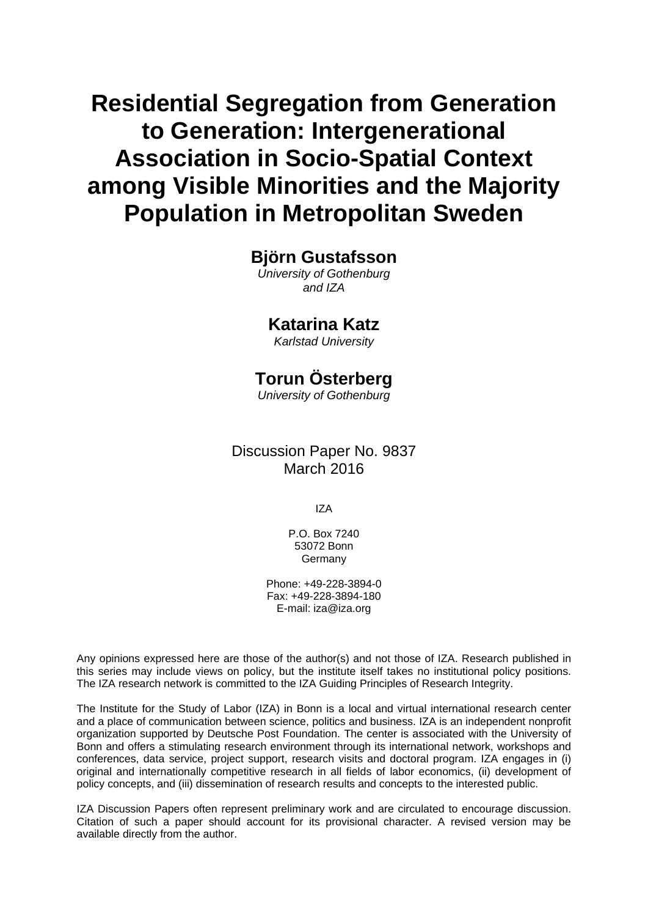# Residential Segregation from Generation to Generation: Intergenerational Association in Socio-Spatial Context among Visible Minorities and the Majority Population in Metropolitan Sweden

**Björn Gustafsson**
*University of Gothenburg and IZA*

**Katarina Katz**
*Karlstad University*

**Torun Österberg**
*University of Gothenburg*

Discussion Paper No. 9837
March 2016

IZA

P.O. Box 7240
53072 Bonn
Germany

Phone: +49-228-3894-0
Fax: +49-228-3894-180
E-mail: iza@iza.org

Any opinions expressed here are those of the author(s) and not those of IZA. Research published in this series may include views on policy, but the institute itself takes no institutional policy positions. The IZA research network is committed to the IZA Guiding Principles of Research Integrity.

The Institute for the Study of Labor (IZA) in Bonn is a local and virtual international research center and a place of communication between science, politics and business. IZA is an independent nonprofit organization supported by Deutsche Post Foundation. The center is associated with the University of Bonn and offers a stimulating research environment through its international network, workshops and conferences, data service, project support, research visits and doctoral program. IZA engages in (i) original and internationally competitive research in all fields of labor economics, (ii) development of policy concepts, and (iii) dissemination of research results and concepts to the interested public.

IZA Discussion Papers often represent preliminary work and are circulated to encourage discussion. Citation of such a paper should account for its provisional character. A revised version may be available directly from the author.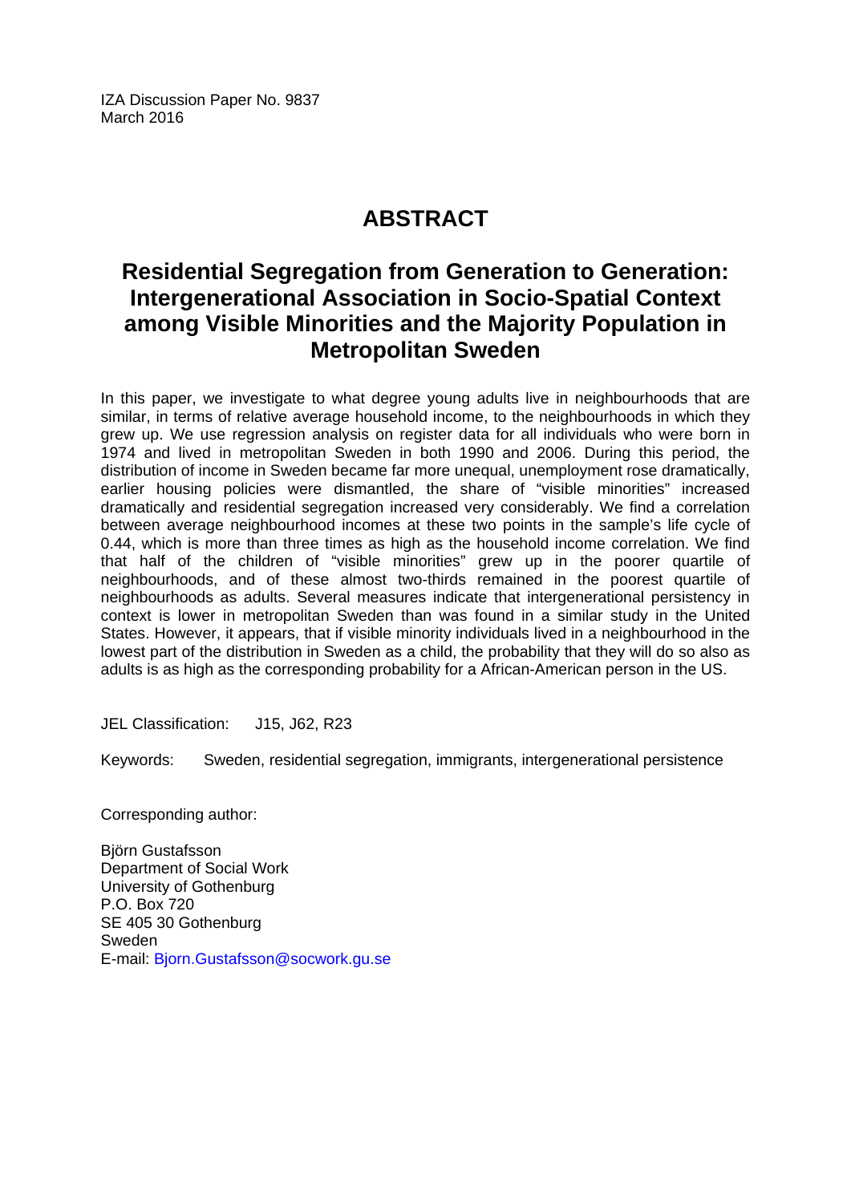IZA Discussion Paper No. 9837
March 2016

# ABSTRACT

## Residential Segregation from Generation to Generation: Intergenerational Association in Socio-Spatial Context among Visible Minorities and the Majority Population in Metropolitan Sweden

In this paper, we investigate to what degree young adults live in neighbourhoods that are similar, in terms of relative average household income, to the neighbourhoods in which they grew up. We use regression analysis on register data for all individuals who were born in 1974 and lived in metropolitan Sweden in both 1990 and 2006. During this period, the distribution of income in Sweden became far more unequal, unemployment rose dramatically, earlier housing policies were dismantled, the share of "visible minorities" increased dramatically and residential segregation increased very considerably. We find a correlation between average neighbourhood incomes at these two points in the sample's life cycle of 0.44, which is more than three times as high as the household income correlation. We find that half of the children of "visible minorities" grew up in the poorer quartile of neighbourhoods, and of these almost two-thirds remained in the poorest quartile of neighbourhoods as adults. Several measures indicate that intergenerational persistency in context is lower in metropolitan Sweden than was found in a similar study in the United States. However, it appears, that if visible minority individuals lived in a neighbourhood in the lowest part of the distribution in Sweden as a child, the probability that they will do so also as adults is as high as the corresponding probability for a African-American person in the US.

JEL Classification: J15, J62, R23

Keywords: Sweden, residential segregation, immigrants, intergenerational persistence

Corresponding author:

Björn Gustafsson
Department of Social Work
University of Gothenburg
P.O. Box 720
SE 405 30 Gothenburg
Sweden
E-mail: Bjorn.Gustafsson@socwork.gu.se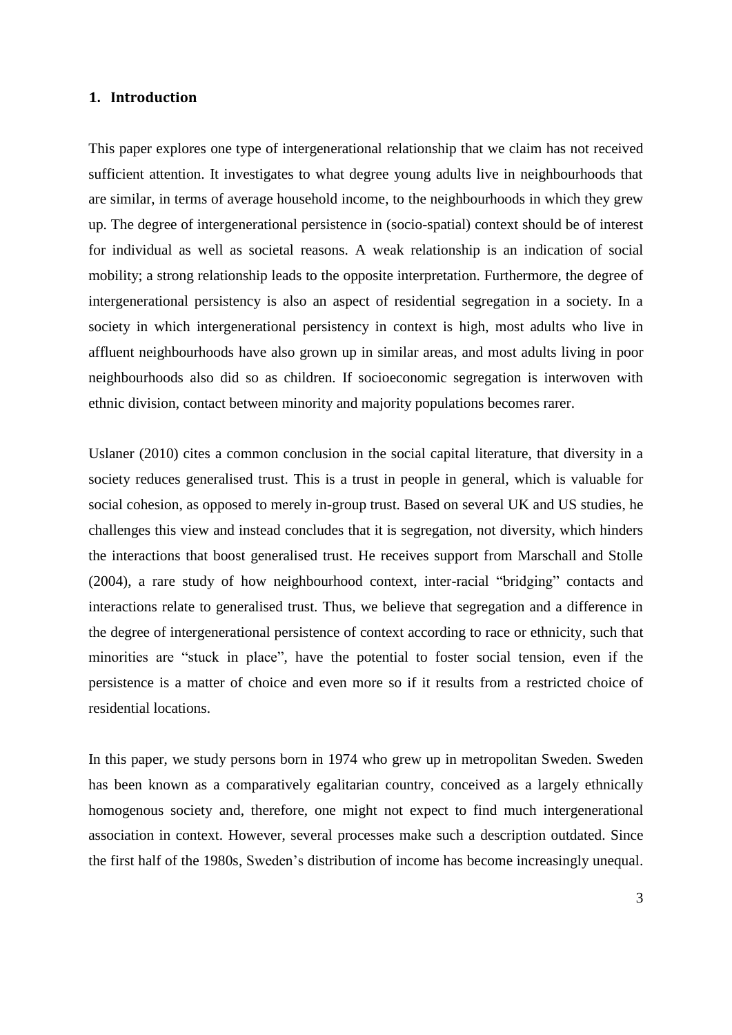## 1. Introduction

This paper explores one type of intergenerational relationship that we claim has not received sufficient attention. It investigates to what degree young adults live in neighbourhoods that are similar, in terms of average household income, to the neighbourhoods in which they grew up. The degree of intergenerational persistence in (socio-spatial) context should be of interest for individual as well as societal reasons. A weak relationship is an indication of social mobility; a strong relationship leads to the opposite interpretation. Furthermore, the degree of intergenerational persistency is also an aspect of residential segregation in a society. In a society in which intergenerational persistency in context is high, most adults who live in affluent neighbourhoods have also grown up in similar areas, and most adults living in poor neighbourhoods also did so as children. If socioeconomic segregation is interwoven with ethnic division, contact between minority and majority populations becomes rarer.

Uslaner (2010) cites a common conclusion in the social capital literature, that diversity in a society reduces generalised trust. This is a trust in people in general, which is valuable for social cohesion, as opposed to merely in-group trust. Based on several UK and US studies, he challenges this view and instead concludes that it is segregation, not diversity, which hinders the interactions that boost generalised trust. He receives support from Marschall and Stolle (2004), a rare study of how neighbourhood context, inter-racial "bridging" contacts and interactions relate to generalised trust. Thus, we believe that segregation and a difference in the degree of intergenerational persistence of context according to race or ethnicity, such that minorities are "stuck in place", have the potential to foster social tension, even if the persistence is a matter of choice and even more so if it results from a restricted choice of residential locations.

In this paper, we study persons born in 1974 who grew up in metropolitan Sweden. Sweden has been known as a comparatively egalitarian country, conceived as a largely ethnically homogenous society and, therefore, one might not expect to find much intergenerational association in context. However, several processes make such a description outdated. Since the first half of the 1980s, Sweden's distribution of income has become increasingly unequal.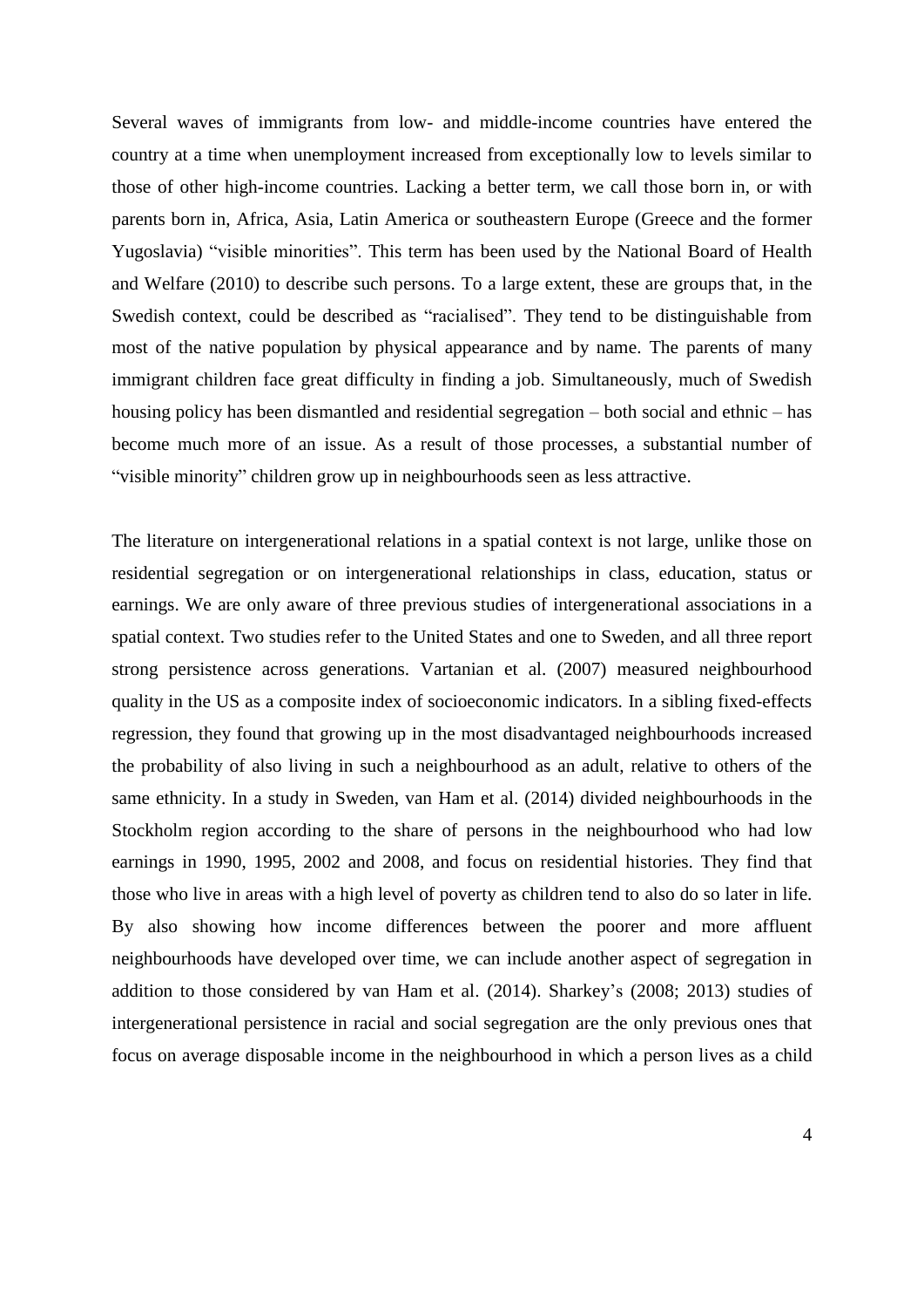Several waves of immigrants from low- and middle-income countries have entered the country at a time when unemployment increased from exceptionally low to levels similar to those of other high-income countries. Lacking a better term, we call those born in, or with parents born in, Africa, Asia, Latin America or southeastern Europe (Greece and the former Yugoslavia) "visible minorities". This term has been used by the National Board of Health and Welfare (2010) to describe such persons. To a large extent, these are groups that, in the Swedish context, could be described as "racialised". They tend to be distinguishable from most of the native population by physical appearance and by name. The parents of many immigrant children face great difficulty in finding a job. Simultaneously, much of Swedish housing policy has been dismantled and residential segregation – both social and ethnic – has become much more of an issue. As a result of those processes, a substantial number of "visible minority" children grow up in neighbourhoods seen as less attractive.

The literature on intergenerational relations in a spatial context is not large, unlike those on residential segregation or on intergenerational relationships in class, education, status or earnings. We are only aware of three previous studies of intergenerational associations in a spatial context. Two studies refer to the United States and one to Sweden, and all three report strong persistence across generations. Vartanian et al. (2007) measured neighbourhood quality in the US as a composite index of socioeconomic indicators. In a sibling fixed-effects regression, they found that growing up in the most disadvantaged neighbourhoods increased the probability of also living in such a neighbourhood as an adult, relative to others of the same ethnicity. In a study in Sweden, van Ham et al. (2014) divided neighbourhoods in the Stockholm region according to the share of persons in the neighbourhood who had low earnings in 1990, 1995, 2002 and 2008, and focus on residential histories. They find that those who live in areas with a high level of poverty as children tend to also do so later in life. By also showing how income differences between the poorer and more affluent neighbourhoods have developed over time, we can include another aspect of segregation in addition to those considered by van Ham et al. (2014). Sharkey's (2008; 2013) studies of intergenerational persistence in racial and social segregation are the only previous ones that focus on average disposable income in the neighbourhood in which a person lives as a child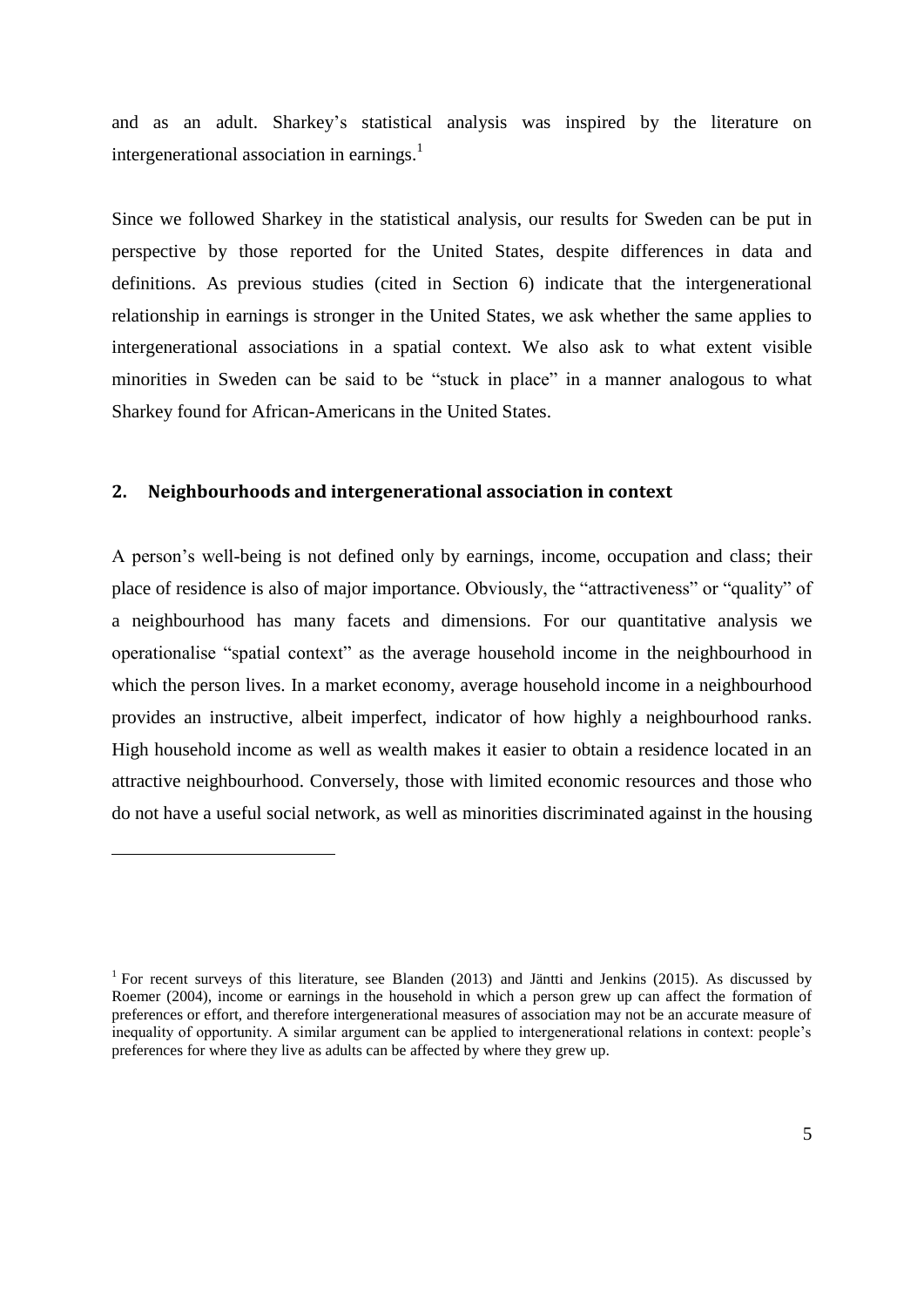and as an adult. Sharkey's statistical analysis was inspired by the literature on intergenerational association in earnings.[1]

Since we followed Sharkey in the statistical analysis, our results for Sweden can be put in perspective by those reported for the United States, despite differences in data and definitions. As previous studies (cited in Section 6) indicate that the intergenerational relationship in earnings is stronger in the United States, we ask whether the same applies to intergenerational associations in a spatial context. We also ask to what extent visible minorities in Sweden can be said to be "stuck in place" in a manner analogous to what Sharkey found for African-Americans in the United States.

## 2. Neighbourhoods and intergenerational association in context

A person's well-being is not defined only by earnings, income, occupation and class; their place of residence is also of major importance. Obviously, the "attractiveness" or "quality" of a neighbourhood has many facets and dimensions. For our quantitative analysis we operationalise "spatial context" as the average household income in the neighbourhood in which the person lives. In a market economy, average household income in a neighbourhood provides an instructive, albeit imperfect, indicator of how highly a neighbourhood ranks. High household income as well as wealth makes it easier to obtain a residence located in an attractive neighbourhood. Conversely, those with limited economic resources and those who do not have a useful social network, as well as minorities discriminated against in the housing

---

[1] For recent surveys of this literature, see Blanden (2013) and Jäntti and Jenkins (2015). As discussed by Roemer (2004), income or earnings in the household in which a person grew up can affect the formation of preferences or effort, and therefore intergenerational measures of association may not be an accurate measure of inequality of opportunity. A similar argument can be applied to intergenerational relations in context: people's preferences for where they live as adults can be affected by where they grew up.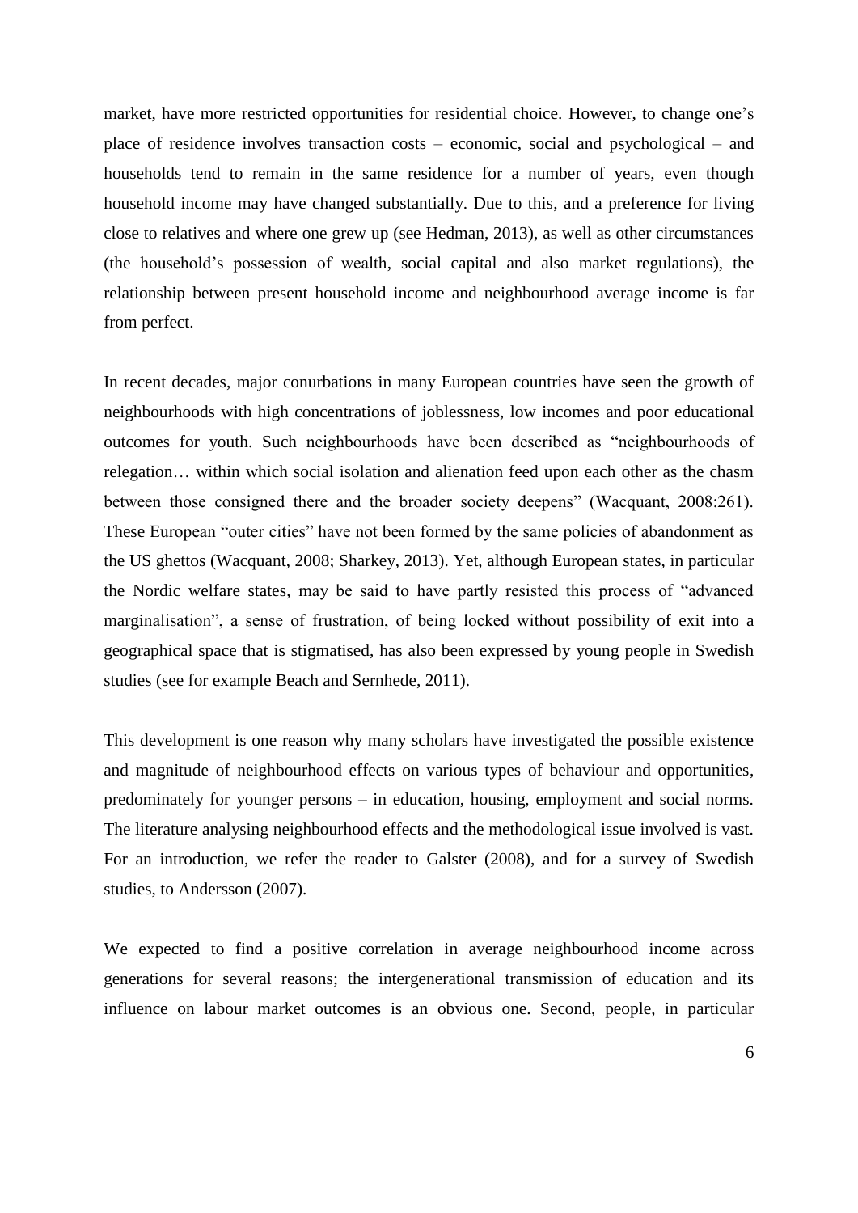market, have more restricted opportunities for residential choice. However, to change one's place of residence involves transaction costs – economic, social and psychological – and households tend to remain in the same residence for a number of years, even though household income may have changed substantially. Due to this, and a preference for living close to relatives and where one grew up (see Hedman, 2013), as well as other circumstances (the household's possession of wealth, social capital and also market regulations), the relationship between present household income and neighbourhood average income is far from perfect.

In recent decades, major conurbations in many European countries have seen the growth of neighbourhoods with high concentrations of joblessness, low incomes and poor educational outcomes for youth. Such neighbourhoods have been described as "neighbourhoods of relegation… within which social isolation and alienation feed upon each other as the chasm between those consigned there and the broader society deepens" (Wacquant, 2008:261). These European "outer cities" have not been formed by the same policies of abandonment as the US ghettos (Wacquant, 2008; Sharkey, 2013). Yet, although European states, in particular the Nordic welfare states, may be said to have partly resisted this process of "advanced marginalisation", a sense of frustration, of being locked without possibility of exit into a geographical space that is stigmatised, has also been expressed by young people in Swedish studies (see for example Beach and Sernhede, 2011).

This development is one reason why many scholars have investigated the possible existence and magnitude of neighbourhood effects on various types of behaviour and opportunities, predominately for younger persons – in education, housing, employment and social norms. The literature analysing neighbourhood effects and the methodological issue involved is vast. For an introduction, we refer the reader to Galster (2008), and for a survey of Swedish studies, to Andersson (2007).

We expected to find a positive correlation in average neighbourhood income across generations for several reasons; the intergenerational transmission of education and its influence on labour market outcomes is an obvious one. Second, people, in particular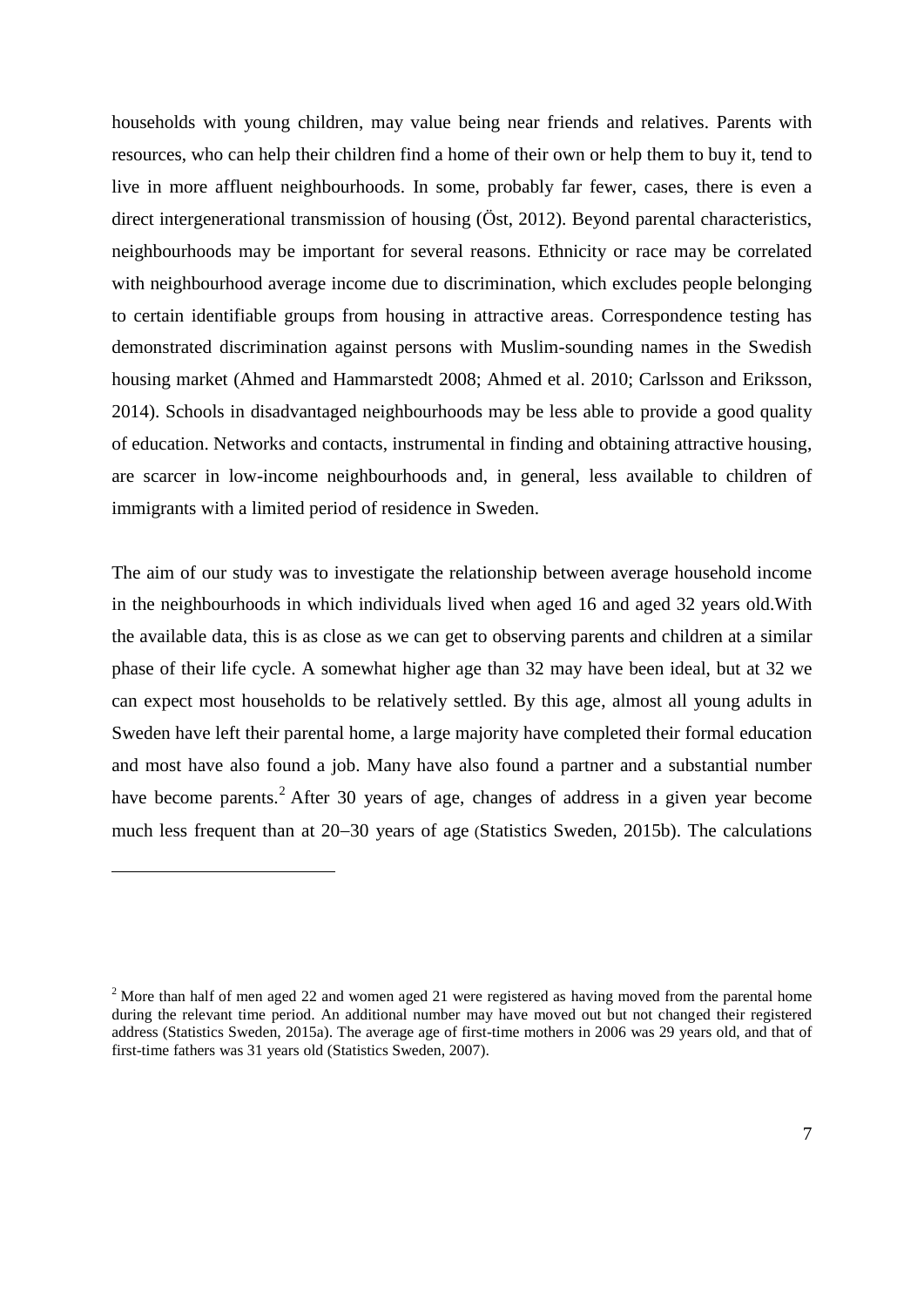households with young children, may value being near friends and relatives. Parents with resources, who can help their children find a home of their own or help them to buy it, tend to live in more affluent neighbourhoods. In some, probably far fewer, cases, there is even a direct intergenerational transmission of housing (Öst, 2012). Beyond parental characteristics, neighbourhoods may be important for several reasons. Ethnicity or race may be correlated with neighbourhood average income due to discrimination, which excludes people belonging to certain identifiable groups from housing in attractive areas. Correspondence testing has demonstrated discrimination against persons with Muslim-sounding names in the Swedish housing market (Ahmed and Hammarstedt 2008; Ahmed et al. 2010; Carlsson and Eriksson, 2014). Schools in disadvantaged neighbourhoods may be less able to provide a good quality of education. Networks and contacts, instrumental in finding and obtaining attractive housing, are scarcer in low-income neighbourhoods and, in general, less available to children of immigrants with a limited period of residence in Sweden.

The aim of our study was to investigate the relationship between average household income in the neighbourhoods in which individuals lived when aged 16 and aged 32 years old.With the available data, this is as close as we can get to observing parents and children at a similar phase of their life cycle. A somewhat higher age than 32 may have been ideal, but at 32 we can expect most households to be relatively settled. By this age, almost all young adults in Sweden have left their parental home, a large majority have completed their formal education and most have also found a job. Many have also found a partner and a substantial number have become parents.[2] After 30 years of age, changes of address in a given year become much less frequent than at 20–30 years of age (Statistics Sweden, 2015b). The calculations

[2] More than half of men aged 22 and women aged 21 were registered as having moved from the parental home during the relevant time period. An additional number may have moved out but not changed their registered address (Statistics Sweden, 2015a). The average age of first-time mothers in 2006 was 29 years old, and that of first-time fathers was 31 years old (Statistics Sweden, 2007).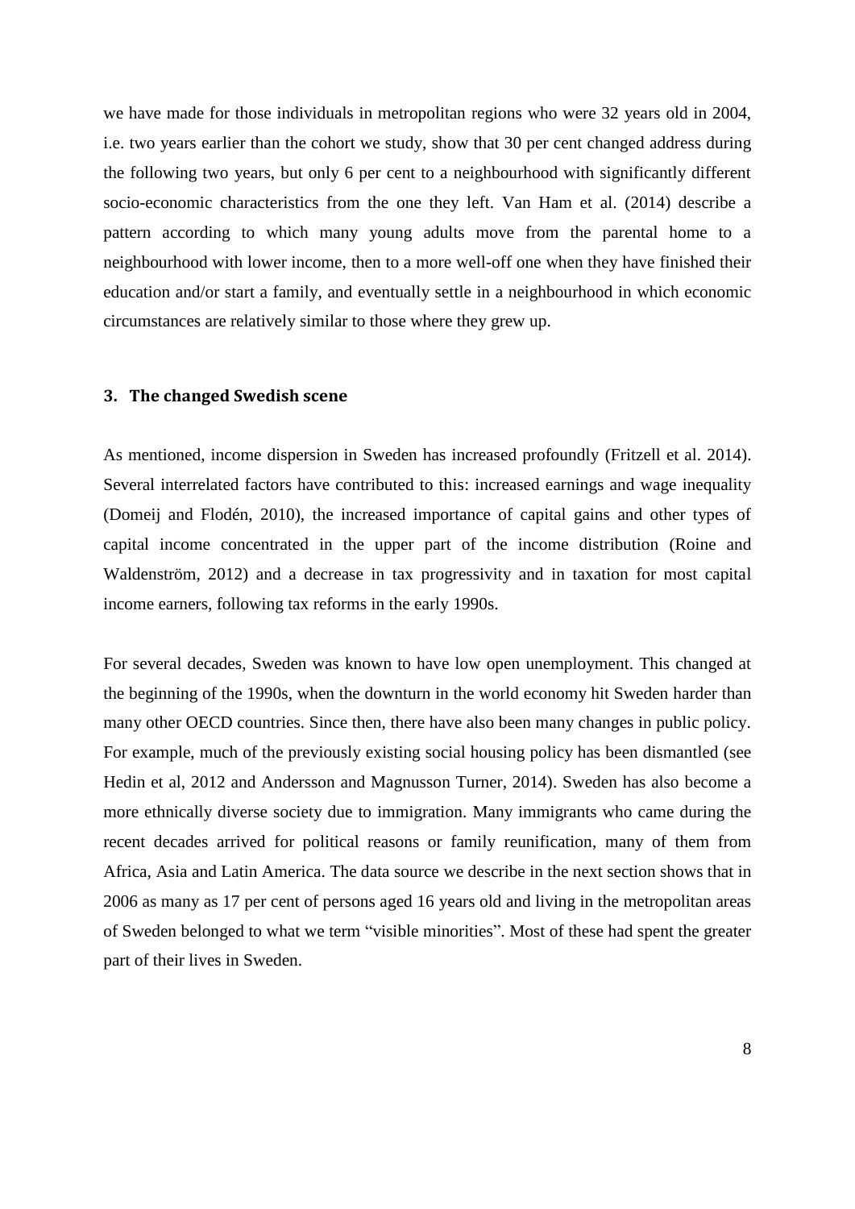we have made for those individuals in metropolitan regions who were 32 years old in 2004, i.e. two years earlier than the cohort we study, show that 30 per cent changed address during the following two years, but only 6 per cent to a neighbourhood with significantly different socio-economic characteristics from the one they left. Van Ham et al. (2014) describe a pattern according to which many young adults move from the parental home to a neighbourhood with lower income, then to a more well-off one when they have finished their education and/or start a family, and eventually settle in a neighbourhood in which economic circumstances are relatively similar to those where they grew up.

## 3. The changed Swedish scene

As mentioned, income dispersion in Sweden has increased profoundly (Fritzell et al. 2014). Several interrelated factors have contributed to this: increased earnings and wage inequality (Domeij and Flodén, 2010), the increased importance of capital gains and other types of capital income concentrated in the upper part of the income distribution (Roine and Waldenström, 2012) and a decrease in tax progressivity and in taxation for most capital income earners, following tax reforms in the early 1990s.

For several decades, Sweden was known to have low open unemployment. This changed at the beginning of the 1990s, when the downturn in the world economy hit Sweden harder than many other OECD countries. Since then, there have also been many changes in public policy. For example, much of the previously existing social housing policy has been dismantled (see Hedin et al, 2012 and Andersson and Magnusson Turner, 2014). Sweden has also become a more ethnically diverse society due to immigration. Many immigrants who came during the recent decades arrived for political reasons or family reunification, many of them from Africa, Asia and Latin America. The data source we describe in the next section shows that in 2006 as many as 17 per cent of persons aged 16 years old and living in the metropolitan areas of Sweden belonged to what we term "visible minorities". Most of these had spent the greater part of their lives in Sweden.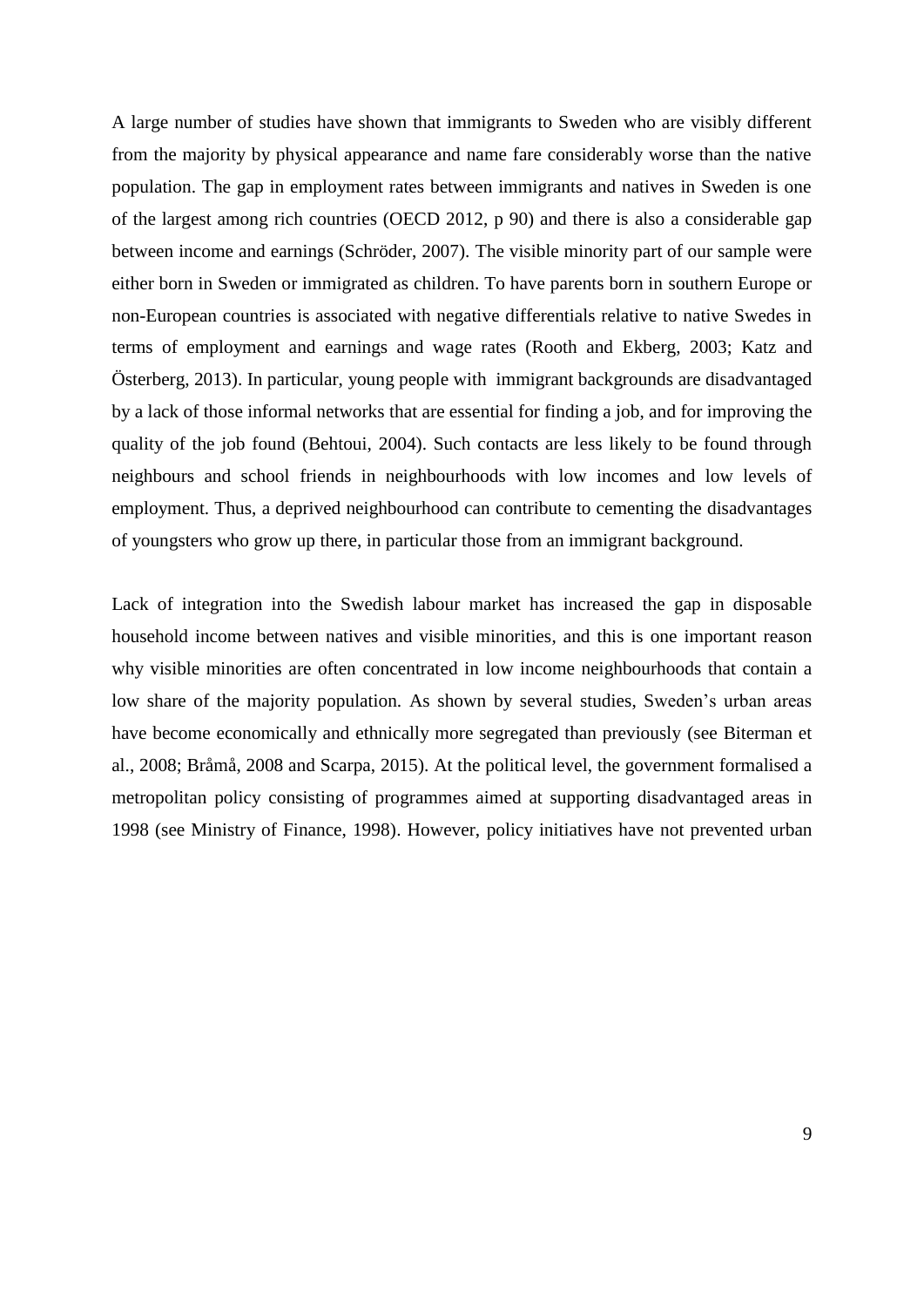A large number of studies have shown that immigrants to Sweden who are visibly different from the majority by physical appearance and name fare considerably worse than the native population. The gap in employment rates between immigrants and natives in Sweden is one of the largest among rich countries (OECD 2012, p 90) and there is also a considerable gap between income and earnings (Schröder, 2007). The visible minority part of our sample were either born in Sweden or immigrated as children. To have parents born in southern Europe or non-European countries is associated with negative differentials relative to native Swedes in terms of employment and earnings and wage rates (Rooth and Ekberg, 2003; Katz and Österberg, 2013). In particular, young people with immigrant backgrounds are disadvantaged by a lack of those informal networks that are essential for finding a job, and for improving the quality of the job found (Behtoui, 2004). Such contacts are less likely to be found through neighbours and school friends in neighbourhoods with low incomes and low levels of employment. Thus, a deprived neighbourhood can contribute to cementing the disadvantages of youngsters who grow up there, in particular those from an immigrant background.

Lack of integration into the Swedish labour market has increased the gap in disposable household income between natives and visible minorities, and this is one important reason why visible minorities are often concentrated in low income neighbourhoods that contain a low share of the majority population. As shown by several studies, Sweden's urban areas have become economically and ethnically more segregated than previously (see Biterman et al., 2008; Bråmå, 2008 and Scarpa, 2015). At the political level, the government formalised a metropolitan policy consisting of programmes aimed at supporting disadvantaged areas in 1998 (see Ministry of Finance, 1998). However, policy initiatives have not prevented urban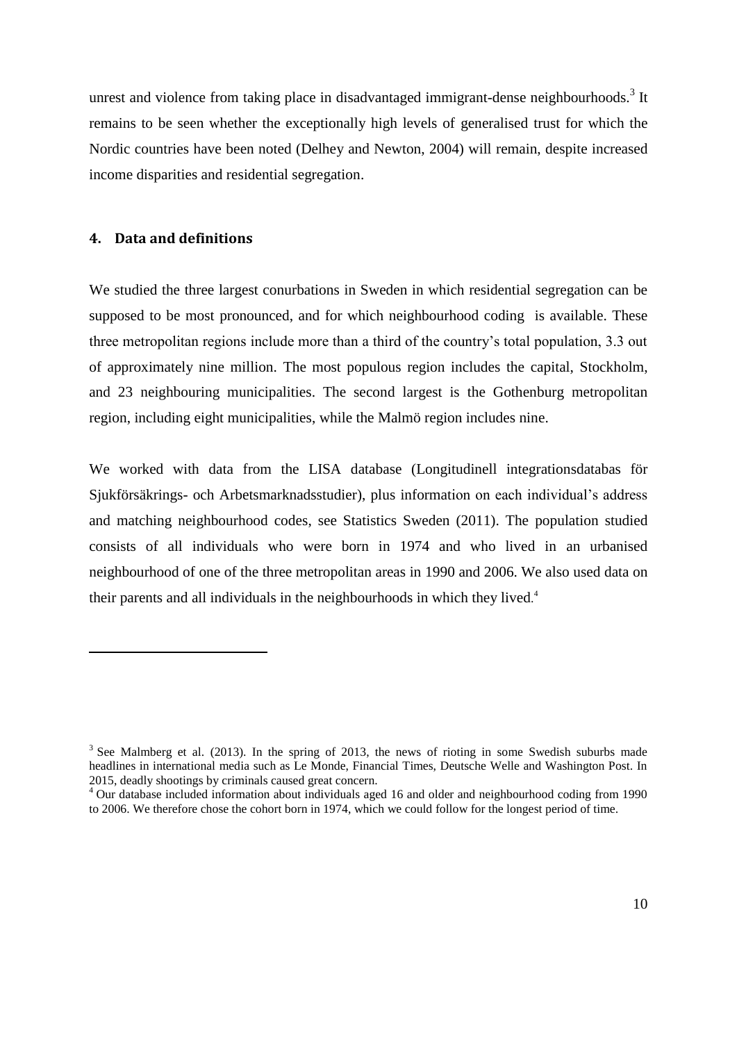unrest and violence from taking place in disadvantaged immigrant-dense neighbourhoods.[3] It remains to be seen whether the exceptionally high levels of generalised trust for which the Nordic countries have been noted (Delhey and Newton, 2004) will remain, despite increased income disparities and residential segregation.

## 4. Data and definitions

We studied the three largest conurbations in Sweden in which residential segregation can be supposed to be most pronounced, and for which neighbourhood coding is available. These three metropolitan regions include more than a third of the country's total population, 3.3 out of approximately nine million. The most populous region includes the capital, Stockholm, and 23 neighbouring municipalities. The second largest is the Gothenburg metropolitan region, including eight municipalities, while the Malmö region includes nine.

We worked with data from the LISA database (Longitudinell integrationsdatabas för Sjukförsäkrings- och Arbetsmarknadsstudier), plus information on each individual's address and matching neighbourhood codes, see Statistics Sweden (2011). The population studied consists of all individuals who were born in 1974 and who lived in an urbanised neighbourhood of one of the three metropolitan areas in 1990 and 2006. We also used data on their parents and all individuals in the neighbourhoods in which they lived.[4]

---

[3] See Malmberg et al. (2013). In the spring of 2013, the news of rioting in some Swedish suburbs made headlines in international media such as Le Monde, Financial Times, Deutsche Welle and Washington Post. In 2015, deadly shootings by criminals caused great concern.

[4] Our database included information about individuals aged 16 and older and neighbourhood coding from 1990 to 2006. We therefore chose the cohort born in 1974, which we could follow for the longest period of time.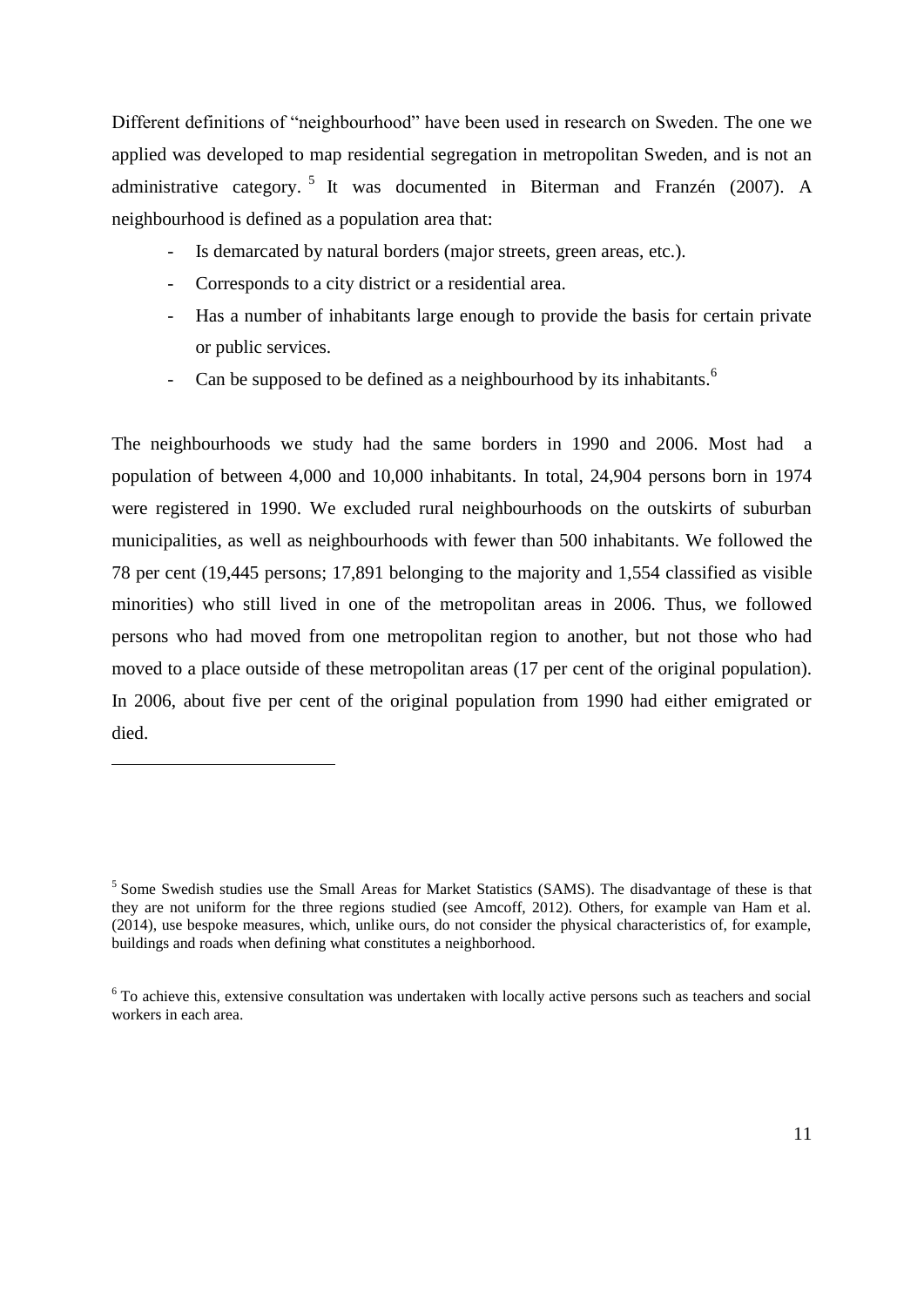Different definitions of "neighbourhood" have been used in research on Sweden. The one we applied was developed to map residential segregation in metropolitan Sweden, and is not an administrative category.[5] It was documented in Biterman and Franzén (2007). A neighbourhood is defined as a population area that:

- Is demarcated by natural borders (major streets, green areas, etc.).
- Corresponds to a city district or a residential area.
- Has a number of inhabitants large enough to provide the basis for certain private or public services.
- Can be supposed to be defined as a neighbourhood by its inhabitants.[6]

The neighbourhoods we study had the same borders in 1990 and 2006. Most had a population of between 4,000 and 10,000 inhabitants. In total, 24,904 persons born in 1974 were registered in 1990. We excluded rural neighbourhoods on the outskirts of suburban municipalities, as well as neighbourhoods with fewer than 500 inhabitants. We followed the 78 per cent (19,445 persons; 17,891 belonging to the majority and 1,554 classified as visible minorities) who still lived in one of the metropolitan areas in 2006. Thus, we followed persons who had moved from one metropolitan region to another, but not those who had moved to a place outside of these metropolitan areas (17 per cent of the original population). In 2006, about five per cent of the original population from 1990 had either emigrated or died.

---

[5] Some Swedish studies use the Small Areas for Market Statistics (SAMS). The disadvantage of these is that they are not uniform for the three regions studied (see Amcoff, 2012). Others, for example van Ham et al. (2014), use bespoke measures, which, unlike ours, do not consider the physical characteristics of, for example, buildings and roads when defining what constitutes a neighborhood.

[6] To achieve this, extensive consultation was undertaken with locally active persons such as teachers and social workers in each area.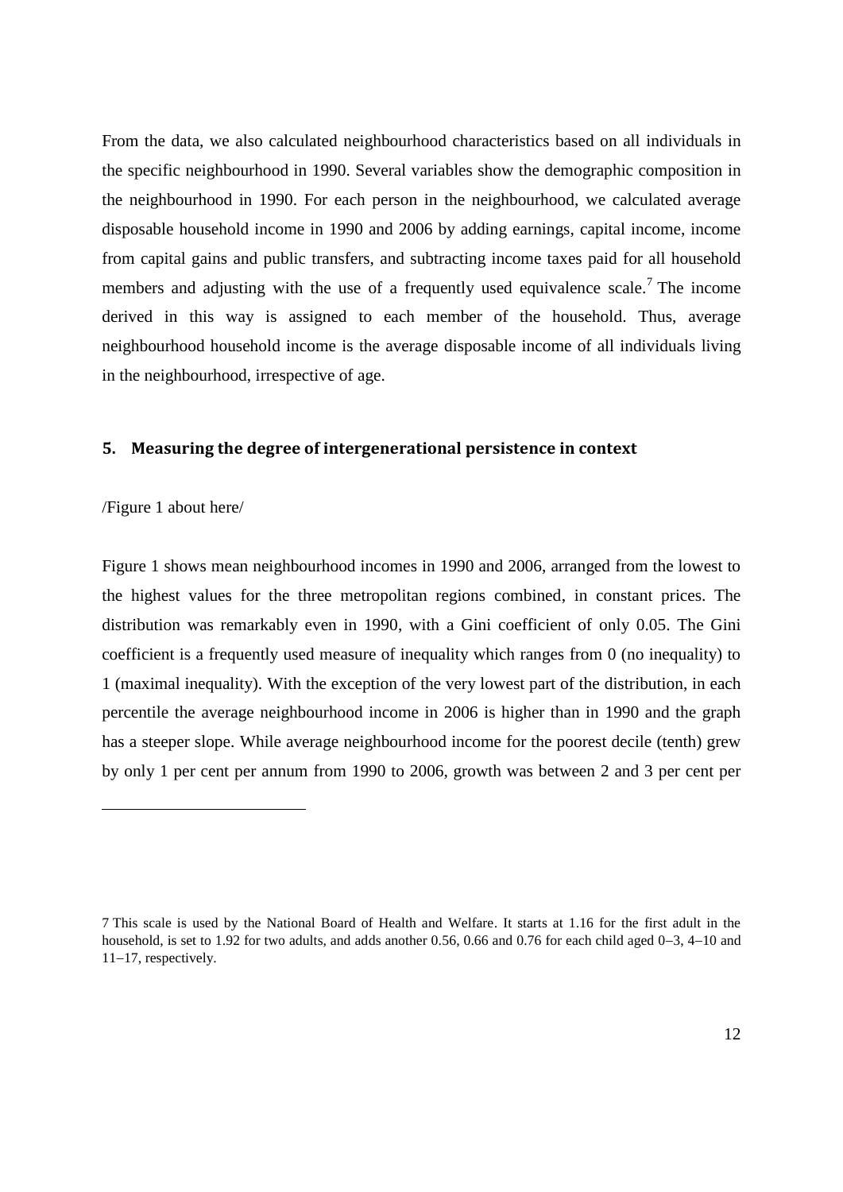From the data, we also calculated neighbourhood characteristics based on all individuals in the specific neighbourhood in 1990. Several variables show the demographic composition in the neighbourhood in 1990. For each person in the neighbourhood, we calculated average disposable household income in 1990 and 2006 by adding earnings, capital income, income from capital gains and public transfers, and subtracting income taxes paid for all household members and adjusting with the use of a frequently used equivalence scale.[7] The income derived in this way is assigned to each member of the household. Thus, average neighbourhood household income is the average disposable income of all individuals living in the neighbourhood, irrespective of age.

## 5. Measuring the degree of intergenerational persistence in context

/Figure 1 about here/

Figure 1 shows mean neighbourhood incomes in 1990 and 2006, arranged from the lowest to the highest values for the three metropolitan regions combined, in constant prices. The distribution was remarkably even in 1990, with a Gini coefficient of only 0.05. The Gini coefficient is a frequently used measure of inequality which ranges from 0 (no inequality) to 1 (maximal inequality). With the exception of the very lowest part of the distribution, in each percentile the average neighbourhood income in 2006 is higher than in 1990 and the graph has a steeper slope. While average neighbourhood income for the poorest decile (tenth) grew by only 1 per cent per annum from 1990 to 2006, growth was between 2 and 3 per cent per

---

7 This scale is used by the National Board of Health and Welfare. It starts at 1.16 for the first adult in the household, is set to 1.92 for two adults, and adds another 0.56, 0.66 and 0.76 for each child aged 0–3, 4–10 and 11–17, respectively.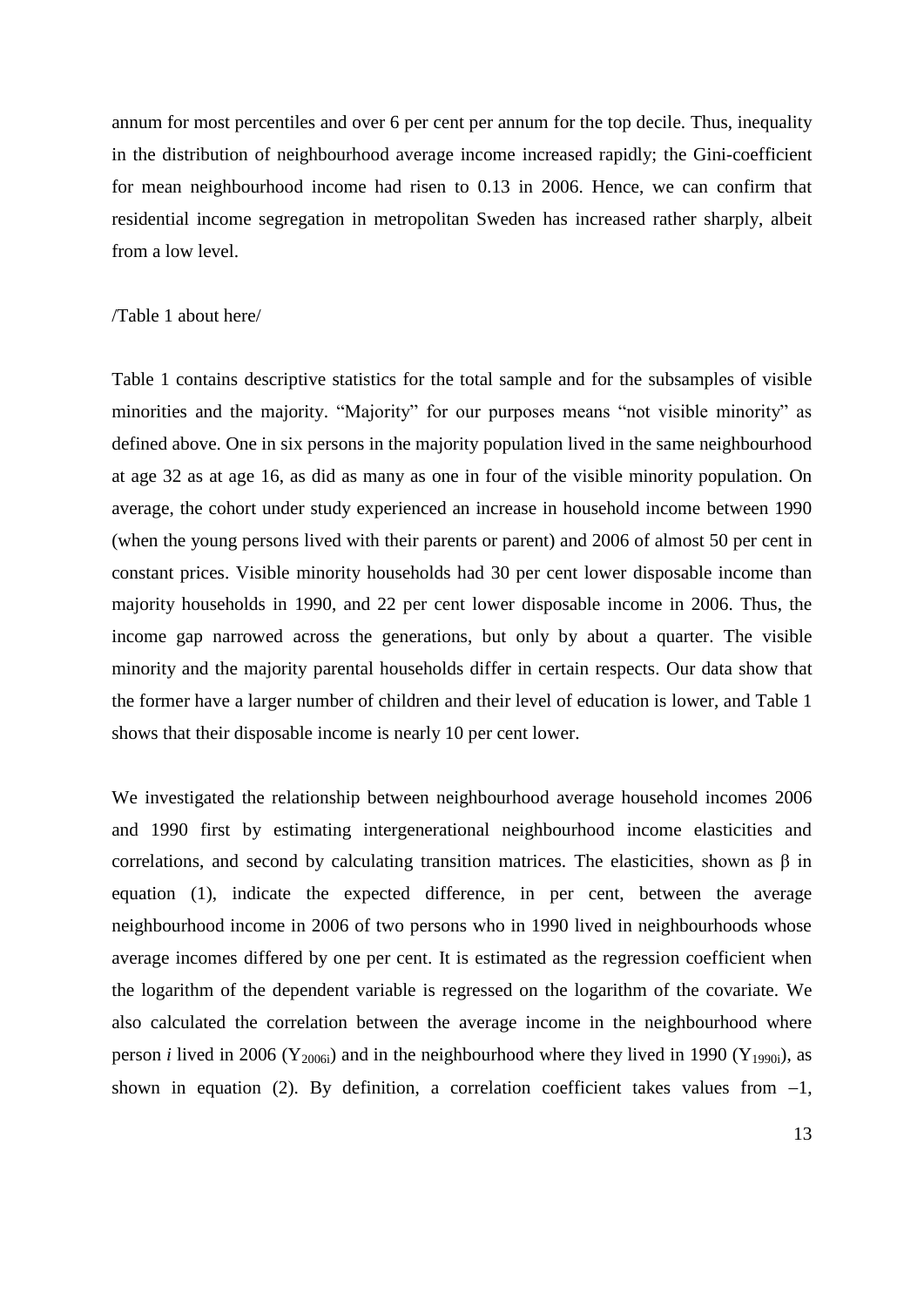annum for most percentiles and over 6 per cent per annum for the top decile. Thus, inequality in the distribution of neighbourhood average income increased rapidly; the Gini-coefficient for mean neighbourhood income had risen to 0.13 in 2006. Hence, we can confirm that residential income segregation in metropolitan Sweden has increased rather sharply, albeit from a low level.

/Table 1 about here/

Table 1 contains descriptive statistics for the total sample and for the subsamples of visible minorities and the majority. "Majority" for our purposes means "not visible minority" as defined above. One in six persons in the majority population lived in the same neighbourhood at age 32 as at age 16, as did as many as one in four of the visible minority population. On average, the cohort under study experienced an increase in household income between 1990 (when the young persons lived with their parents or parent) and 2006 of almost 50 per cent in constant prices. Visible minority households had 30 per cent lower disposable income than majority households in 1990, and 22 per cent lower disposable income in 2006. Thus, the income gap narrowed across the generations, but only by about a quarter. The visible minority and the majority parental households differ in certain respects. Our data show that the former have a larger number of children and their level of education is lower, and Table 1 shows that their disposable income is nearly 10 per cent lower.

We investigated the relationship between neighbourhood average household incomes 2006 and 1990 first by estimating intergenerational neighbourhood income elasticities and correlations, and second by calculating transition matrices. The elasticities, shown as $\beta$ in equation (1), indicate the expected difference, in per cent, between the average neighbourhood income in 2006 of two persons who in 1990 lived in neighbourhoods whose average incomes differed by one per cent. It is estimated as the regression coefficient when the logarithm of the dependent variable is regressed on the logarithm of the covariate. We also calculated the correlation between the average income in the neighbourhood where person *i* lived in 2006 ($Y_{2006i}$) and in the neighbourhood where they lived in 1990 ($Y_{1990i}$), as shown in equation (2). By definition, a correlation coefficient takes values from $-1$,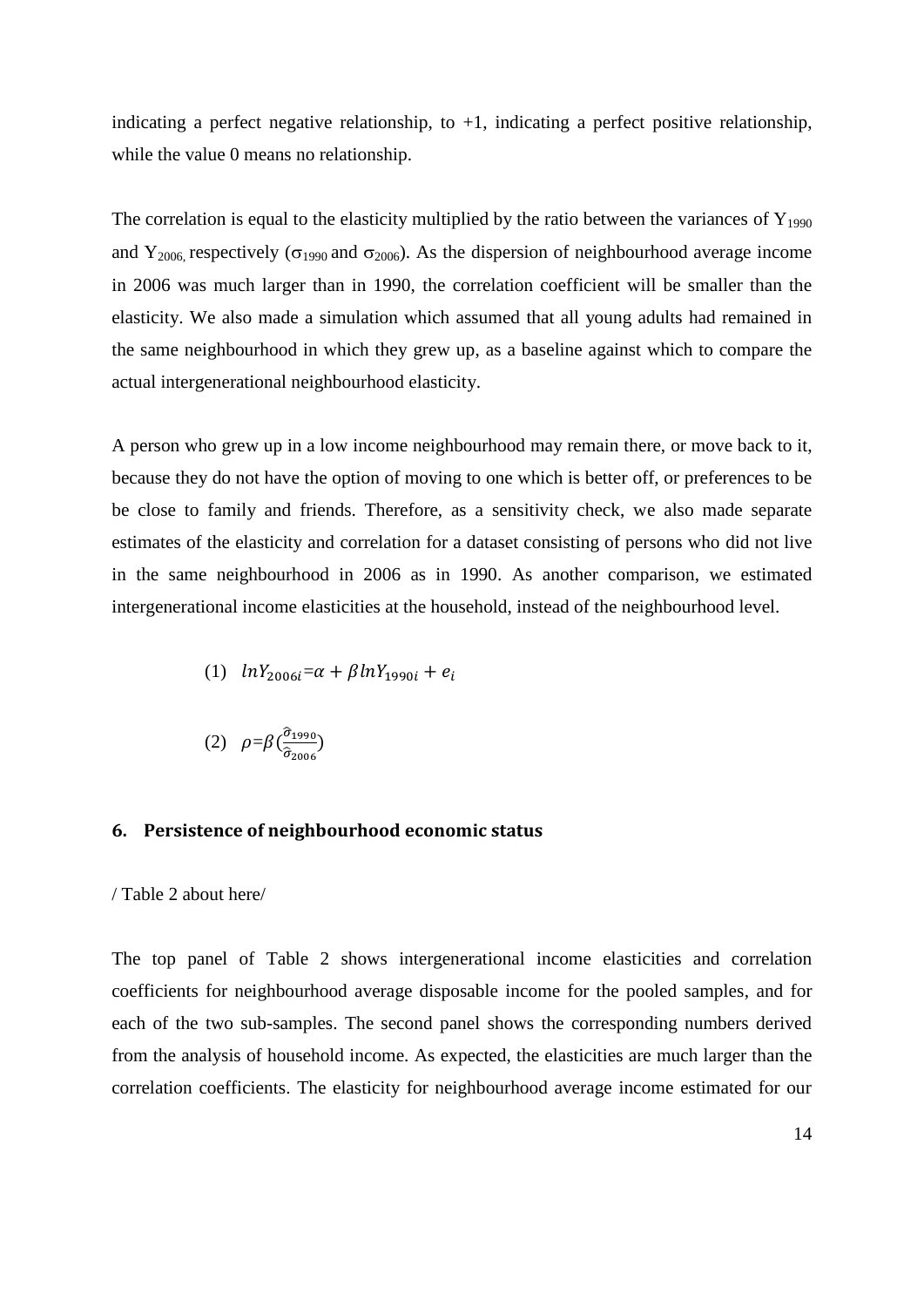indicating a perfect negative relationship, to +1, indicating a perfect positive relationship, while the value 0 means no relationship.

The correlation is equal to the elasticity multiplied by the ratio between the variances of $Y_{1990}$ and $Y_{2006,}$ respectively ($\sigma_{1990}$ and $\sigma_{2006}$). As the dispersion of neighbourhood average income in 2006 was much larger than in 1990, the correlation coefficient will be smaller than the elasticity. We also made a simulation which assumed that all young adults had remained in the same neighbourhood in which they grew up, as a baseline against which to compare the actual intergenerational neighbourhood elasticity.

A person who grew up in a low income neighbourhood may remain there, or move back to it, because they do not have the option of moving to one which is better off, or preferences to be be close to family and friends. Therefore, as a sensitivity check, we also made separate estimates of the elasticity and correlation for a dataset consisting of persons who did not live in the same neighbourhood in 2006 as in 1990. As another comparison, we estimated intergenerational income elasticities at the household, instead of the neighbourhood level.

$$(1) \quad lnY_{2006i}=\alpha+\beta lnY_{1990i}+e_i$$

$$(2) \quad \rho=\beta\left(\frac{\hat{\sigma}_{1990}}{\hat{\sigma}_{2006}}\right)$$

## 6. Persistence of neighbourhood economic status

/ Table 2 about here/

The top panel of Table 2 shows intergenerational income elasticities and correlation coefficients for neighbourhood average disposable income for the pooled samples, and for each of the two sub-samples. The second panel shows the corresponding numbers derived from the analysis of household income. As expected, the elasticities are much larger than the correlation coefficients. The elasticity for neighbourhood average income estimated for our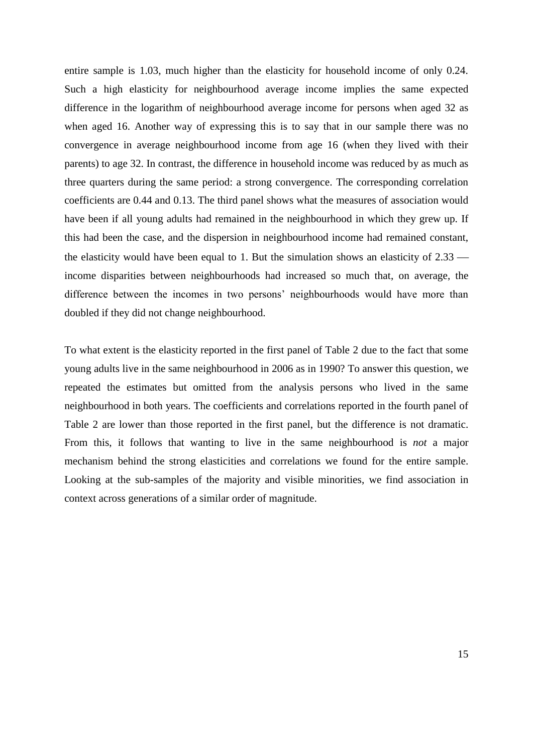entire sample is 1.03, much higher than the elasticity for household income of only 0.24. Such a high elasticity for neighbourhood average income implies the same expected difference in the logarithm of neighbourhood average income for persons when aged 32 as when aged 16. Another way of expressing this is to say that in our sample there was no convergence in average neighbourhood income from age 16 (when they lived with their parents) to age 32. In contrast, the difference in household income was reduced by as much as three quarters during the same period: a strong convergence. The corresponding correlation coefficients are 0.44 and 0.13. The third panel shows what the measures of association would have been if all young adults had remained in the neighbourhood in which they grew up. If this had been the case, and the dispersion in neighbourhood income had remained constant, the elasticity would have been equal to 1. But the simulation shows an elasticity of 2.33 — income disparities between neighbourhoods had increased so much that, on average, the difference between the incomes in two persons' neighbourhoods would have more than doubled if they did not change neighbourhood.

To what extent is the elasticity reported in the first panel of Table 2 due to the fact that some young adults live in the same neighbourhood in 2006 as in 1990? To answer this question, we repeated the estimates but omitted from the analysis persons who lived in the same neighbourhood in both years. The coefficients and correlations reported in the fourth panel of Table 2 are lower than those reported in the first panel, but the difference is not dramatic. From this, it follows that wanting to live in the same neighbourhood is *not* a major mechanism behind the strong elasticities and correlations we found for the entire sample. Looking at the sub-samples of the majority and visible minorities, we find association in context across generations of a similar order of magnitude.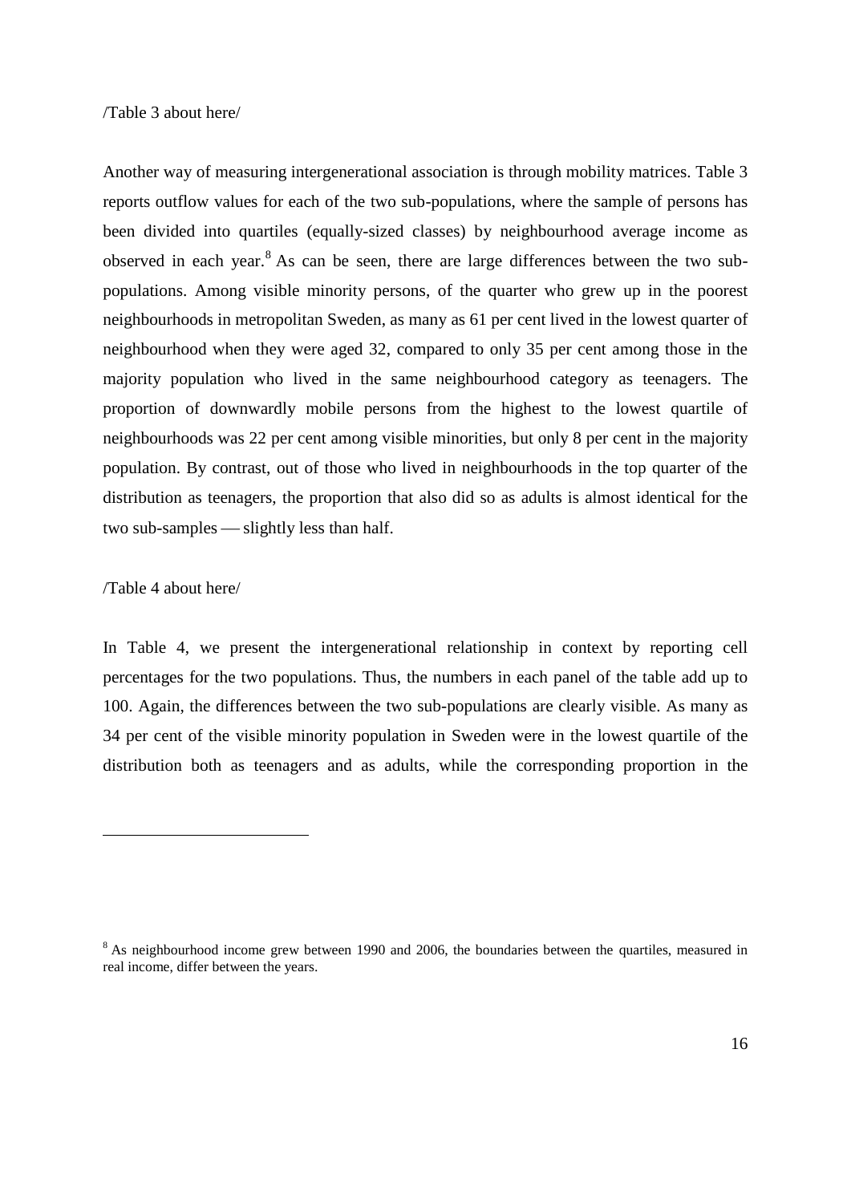/Table 3 about here/

Another way of measuring intergenerational association is through mobility matrices. Table 3 reports outflow values for each of the two sub-populations, where the sample of persons has been divided into quartiles (equally-sized classes) by neighbourhood average income as observed in each year.[8] As can be seen, there are large differences between the two sub-populations. Among visible minority persons, of the quarter who grew up in the poorest neighbourhoods in metropolitan Sweden, as many as 61 per cent lived in the lowest quarter of neighbourhood when they were aged 32, compared to only 35 per cent among those in the majority population who lived in the same neighbourhood category as teenagers. The proportion of downwardly mobile persons from the highest to the lowest quartile of neighbourhoods was 22 per cent among visible minorities, but only 8 per cent in the majority population. By contrast, out of those who lived in neighbourhoods in the top quarter of the distribution as teenagers, the proportion that also did so as adults is almost identical for the two sub-samples — slightly less than half.

/Table 4 about here/

In Table 4, we present the intergenerational relationship in context by reporting cell percentages for the two populations. Thus, the numbers in each panel of the table add up to 100. Again, the differences between the two sub-populations are clearly visible. As many as 34 per cent of the visible minority population in Sweden were in the lowest quartile of the distribution both as teenagers and as adults, while the corresponding proportion in the

[8] As neighbourhood income grew between 1990 and 2006, the boundaries between the quartiles, measured in real income, differ between the years.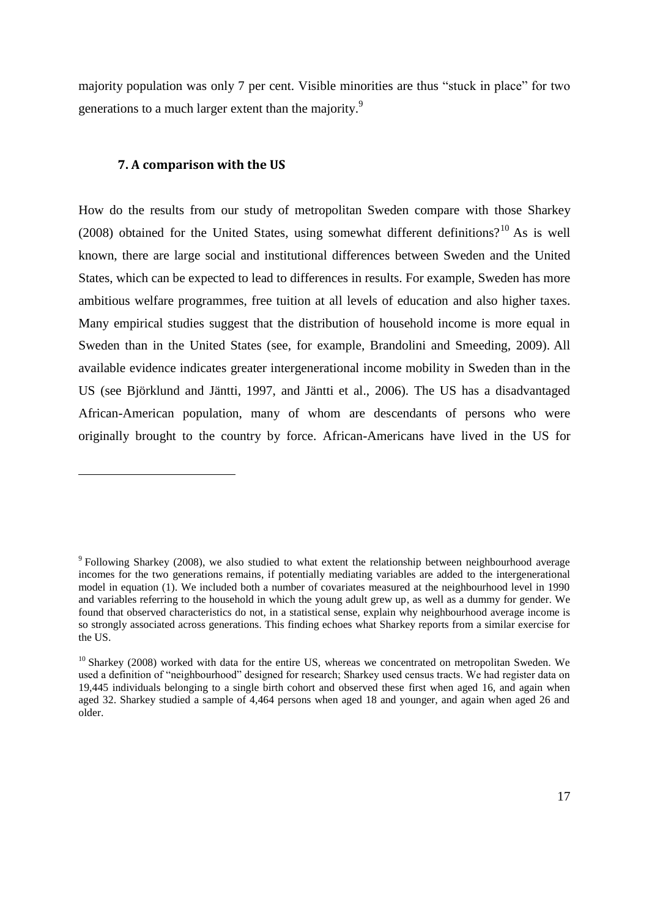majority population was only 7 per cent. Visible minorities are thus "stuck in place" for two generations to a much larger extent than the majority.[9]

## 7. A comparison with the US

How do the results from our study of metropolitan Sweden compare with those Sharkey (2008) obtained for the United States, using somewhat different definitions?[10] As is well known, there are large social and institutional differences between Sweden and the United States, which can be expected to lead to differences in results. For example, Sweden has more ambitious welfare programmes, free tuition at all levels of education and also higher taxes. Many empirical studies suggest that the distribution of household income is more equal in Sweden than in the United States (see, for example, Brandolini and Smeeding, 2009). All available evidence indicates greater intergenerational income mobility in Sweden than in the US (see Björklund and Jäntti, 1997, and Jäntti et al., 2006). The US has a disadvantaged African-American population, many of whom are descendants of persons who were originally brought to the country by force. African-Americans have lived in the US for

---

[9] Following Sharkey (2008), we also studied to what extent the relationship between neighbourhood average incomes for the two generations remains, if potentially mediating variables are added to the intergenerational model in equation (1). We included both a number of covariates measured at the neighbourhood level in 1990 and variables referring to the household in which the young adult grew up, as well as a dummy for gender. We found that observed characteristics do not, in a statistical sense, explain why neighbourhood average income is so strongly associated across generations. This finding echoes what Sharkey reports from a similar exercise for the US.

[10] Sharkey (2008) worked with data for the entire US, whereas we concentrated on metropolitan Sweden. We used a definition of "neighbourhood" designed for research; Sharkey used census tracts. We had register data on 19,445 individuals belonging to a single birth cohort and observed these first when aged 16, and again when aged 32. Sharkey studied a sample of 4,464 persons when aged 18 and younger, and again when aged 26 and older.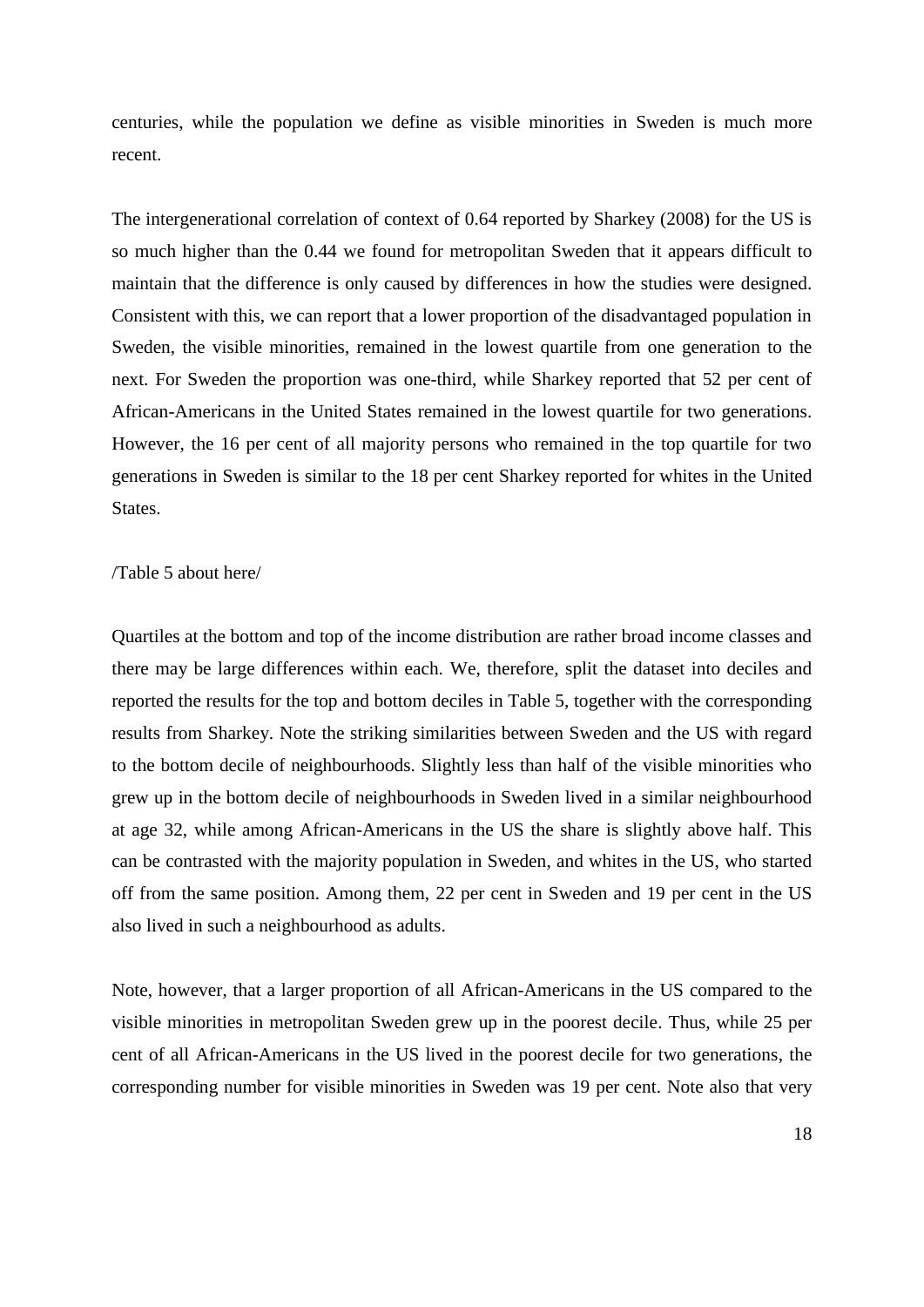centuries, while the population we define as visible minorities in Sweden is much more recent.

The intergenerational correlation of context of 0.64 reported by Sharkey (2008) for the US is so much higher than the 0.44 we found for metropolitan Sweden that it appears difficult to maintain that the difference is only caused by differences in how the studies were designed. Consistent with this, we can report that a lower proportion of the disadvantaged population in Sweden, the visible minorities, remained in the lowest quartile from one generation to the next. For Sweden the proportion was one-third, while Sharkey reported that 52 per cent of African-Americans in the United States remained in the lowest quartile for two generations. However, the 16 per cent of all majority persons who remained in the top quartile for two generations in Sweden is similar to the 18 per cent Sharkey reported for whites in the United States.

/Table 5 about here/

Quartiles at the bottom and top of the income distribution are rather broad income classes and there may be large differences within each. We, therefore, split the dataset into deciles and reported the results for the top and bottom deciles in Table 5, together with the corresponding results from Sharkey. Note the striking similarities between Sweden and the US with regard to the bottom decile of neighbourhoods. Slightly less than half of the visible minorities who grew up in the bottom decile of neighbourhoods in Sweden lived in a similar neighbourhood at age 32, while among African-Americans in the US the share is slightly above half. This can be contrasted with the majority population in Sweden, and whites in the US, who started off from the same position. Among them, 22 per cent in Sweden and 19 per cent in the US also lived in such a neighbourhood as adults.

Note, however, that a larger proportion of all African-Americans in the US compared to the visible minorities in metropolitan Sweden grew up in the poorest decile. Thus, while 25 per cent of all African-Americans in the US lived in the poorest decile for two generations, the corresponding number for visible minorities in Sweden was 19 per cent. Note also that very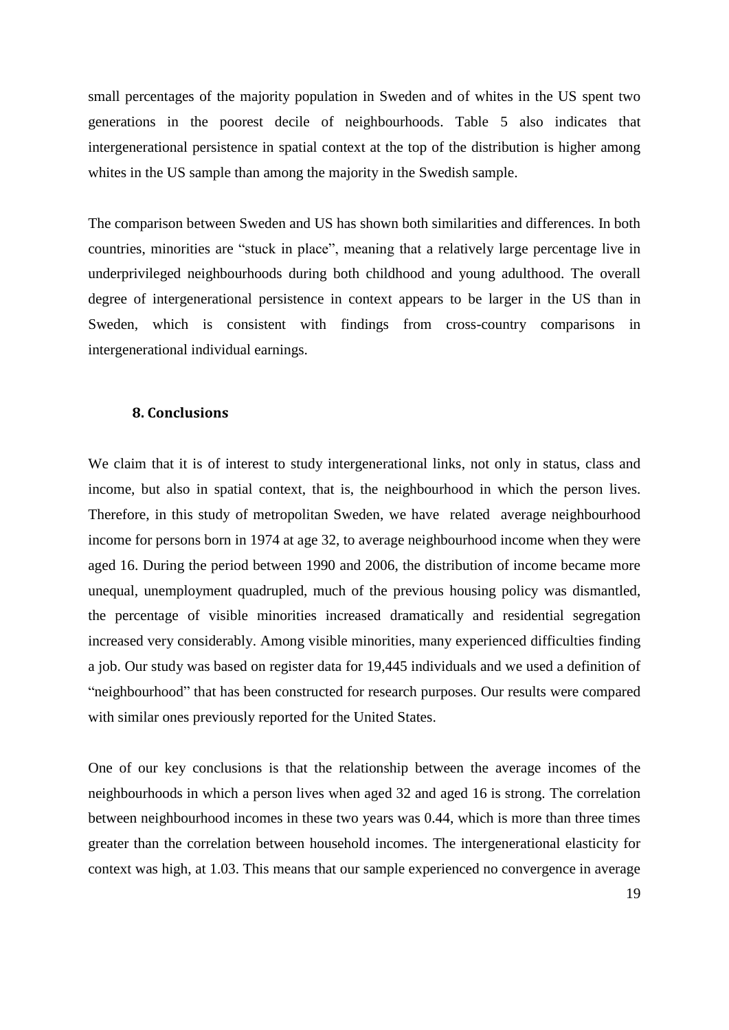small percentages of the majority population in Sweden and of whites in the US spent two generations in the poorest decile of neighbourhoods. Table 5 also indicates that intergenerational persistence in spatial context at the top of the distribution is higher among whites in the US sample than among the majority in the Swedish sample.

The comparison between Sweden and US has shown both similarities and differences. In both countries, minorities are "stuck in place", meaning that a relatively large percentage live in underprivileged neighbourhoods during both childhood and young adulthood. The overall degree of intergenerational persistence in context appears to be larger in the US than in Sweden, which is consistent with findings from cross-country comparisons in intergenerational individual earnings.

## 8. Conclusions

We claim that it is of interest to study intergenerational links, not only in status, class and income, but also in spatial context, that is, the neighbourhood in which the person lives. Therefore, in this study of metropolitan Sweden, we have related average neighbourhood income for persons born in 1974 at age 32, to average neighbourhood income when they were aged 16. During the period between 1990 and 2006, the distribution of income became more unequal, unemployment quadrupled, much of the previous housing policy was dismantled, the percentage of visible minorities increased dramatically and residential segregation increased very considerably. Among visible minorities, many experienced difficulties finding a job. Our study was based on register data for 19,445 individuals and we used a definition of "neighbourhood" that has been constructed for research purposes. Our results were compared with similar ones previously reported for the United States.

One of our key conclusions is that the relationship between the average incomes of the neighbourhoods in which a person lives when aged 32 and aged 16 is strong. The correlation between neighbourhood incomes in these two years was 0.44, which is more than three times greater than the correlation between household incomes. The intergenerational elasticity for context was high, at 1.03. This means that our sample experienced no convergence in average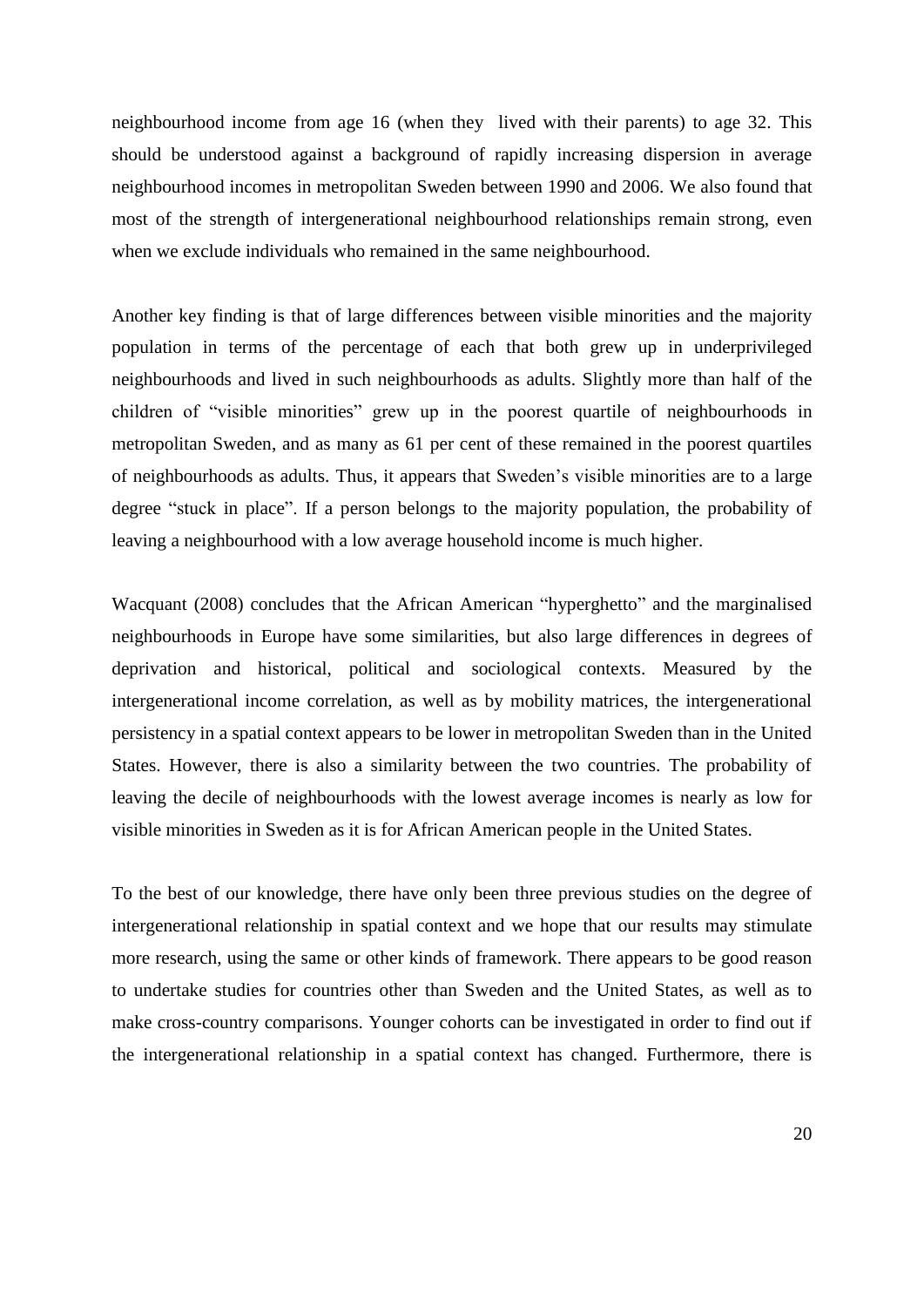neighbourhood income from age 16 (when they lived with their parents) to age 32. This should be understood against a background of rapidly increasing dispersion in average neighbourhood incomes in metropolitan Sweden between 1990 and 2006. We also found that most of the strength of intergenerational neighbourhood relationships remain strong, even when we exclude individuals who remained in the same neighbourhood.

Another key finding is that of large differences between visible minorities and the majority population in terms of the percentage of each that both grew up in underprivileged neighbourhoods and lived in such neighbourhoods as adults. Slightly more than half of the children of "visible minorities" grew up in the poorest quartile of neighbourhoods in metropolitan Sweden, and as many as 61 per cent of these remained in the poorest quartiles of neighbourhoods as adults. Thus, it appears that Sweden's visible minorities are to a large degree "stuck in place". If a person belongs to the majority population, the probability of leaving a neighbourhood with a low average household income is much higher.

Wacquant (2008) concludes that the African American "hyperghetto" and the marginalised neighbourhoods in Europe have some similarities, but also large differences in degrees of deprivation and historical, political and sociological contexts. Measured by the intergenerational income correlation, as well as by mobility matrices, the intergenerational persistency in a spatial context appears to be lower in metropolitan Sweden than in the United States. However, there is also a similarity between the two countries. The probability of leaving the decile of neighbourhoods with the lowest average incomes is nearly as low for visible minorities in Sweden as it is for African American people in the United States.

To the best of our knowledge, there have only been three previous studies on the degree of intergenerational relationship in spatial context and we hope that our results may stimulate more research, using the same or other kinds of framework. There appears to be good reason to undertake studies for countries other than Sweden and the United States, as well as to make cross-country comparisons. Younger cohorts can be investigated in order to find out if the intergenerational relationship in a spatial context has changed. Furthermore, there is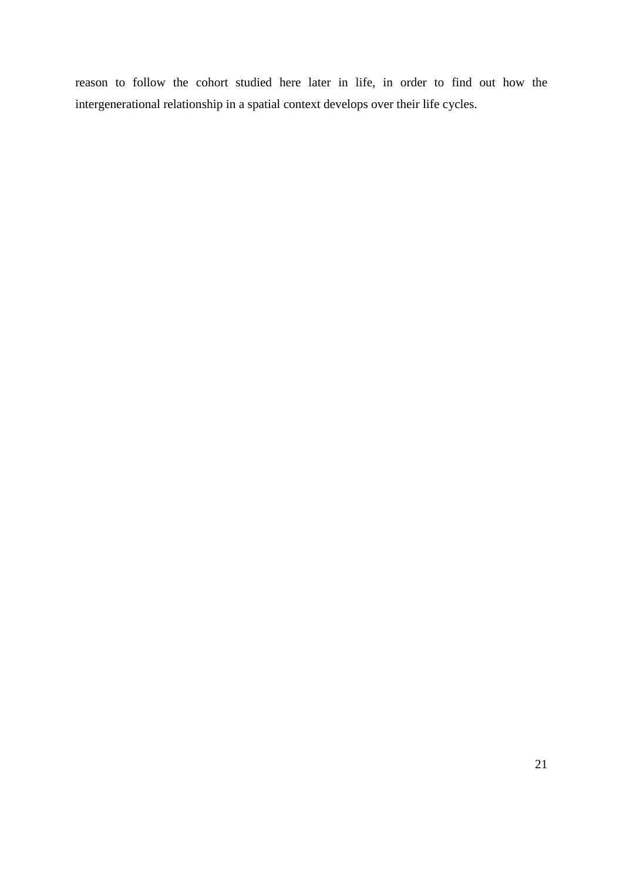reason to follow the cohort studied here later in life, in order to find out how the intergenerational relationship in a spatial context develops over their life cycles.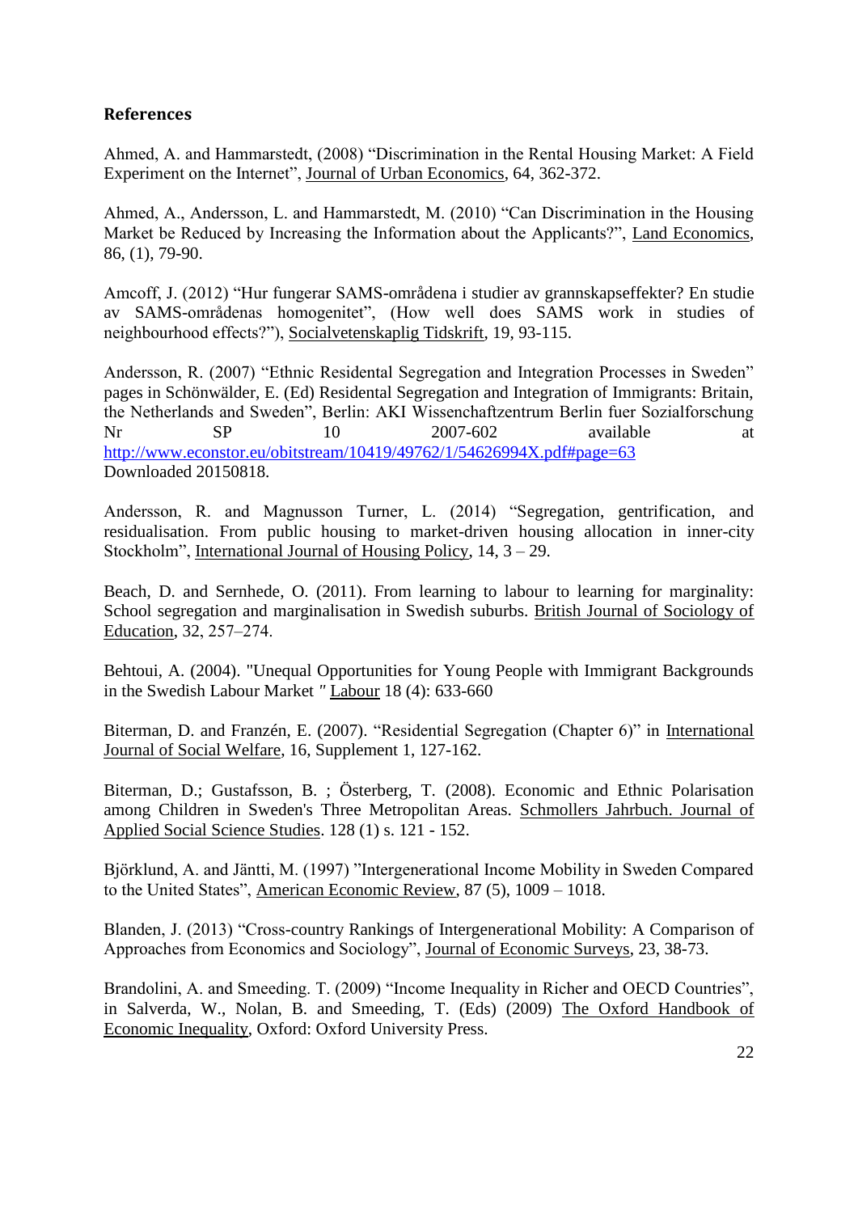**References**

Ahmed, A. and Hammarstedt, (2008) "Discrimination in the Rental Housing Market: A Field Experiment on the Internet", Journal of Urban Economics, 64, 362-372.

Ahmed, A., Andersson, L. and Hammarstedt, M. (2010) "Can Discrimination in the Housing Market be Reduced by Increasing the Information about the Applicants?", Land Economics, 86, (1), 79-90.

Amcoff, J. (2012) "Hur fungerar SAMS-områdena i studier av grannskapseffekter? En studie av SAMS-områdenas homogenitet", (How well does SAMS work in studies of neighbourhood effects?"), Socialvetenskaplig Tidskrift, 19, 93-115.

Andersson, R. (2007) "Ethnic Residental Segregation and Integration Processes in Sweden" pages in Schönwälder, E. (Ed) Residental Segregation and Integration of Immigrants: Britain, the Netherlands and Sweden", Berlin: AKI Wissenchaftzentrum Berlin fuer Sozialforschung Nr SP 10 2007-602 available at http://www.econstor.eu/obitstream/10419/49762/1/54626994X.pdf#page=63 Downloaded 20150818.

Andersson, R. and Magnusson Turner, L. (2014) "Segregation, gentrification, and residualisation. From public housing to market-driven housing allocation in inner-city Stockholm", International Journal of Housing Policy, 14, 3 – 29.

Beach, D. and Sernhede, O. (2011). From learning to labour to learning for marginality: School segregation and marginalisation in Swedish suburbs. British Journal of Sociology of Education, 32, 257–274.

Behtoui, A. (2004). "Unequal Opportunities for Young People with Immigrant Backgrounds in the Swedish Labour Market " Labour 18 (4): 633-660

Biterman, D. and Franzén, E. (2007). "Residential Segregation (Chapter 6)" in International Journal of Social Welfare, 16, Supplement 1, 127-162.

Biterman, D.; Gustafsson, B. ; Österberg, T. (2008). Economic and Ethnic Polarisation among Children in Sweden's Three Metropolitan Areas. Schmollers Jahrbuch. Journal of Applied Social Science Studies. 128 (1) s. 121 - 152.

Björklund, A. and Jäntti, M. (1997) "Intergenerational Income Mobility in Sweden Compared to the United States", American Economic Review, 87 (5), 1009 – 1018.

Blanden, J. (2013) "Cross-country Rankings of Intergenerational Mobility: A Comparison of Approaches from Economics and Sociology", Journal of Economic Surveys, 23, 38-73.

Brandolini, A. and Smeeding. T. (2009) "Income Inequality in Richer and OECD Countries", in Salverda, W., Nolan, B. and Smeeding, T. (Eds) (2009) The Oxford Handbook of Economic Inequality, Oxford: Oxford University Press.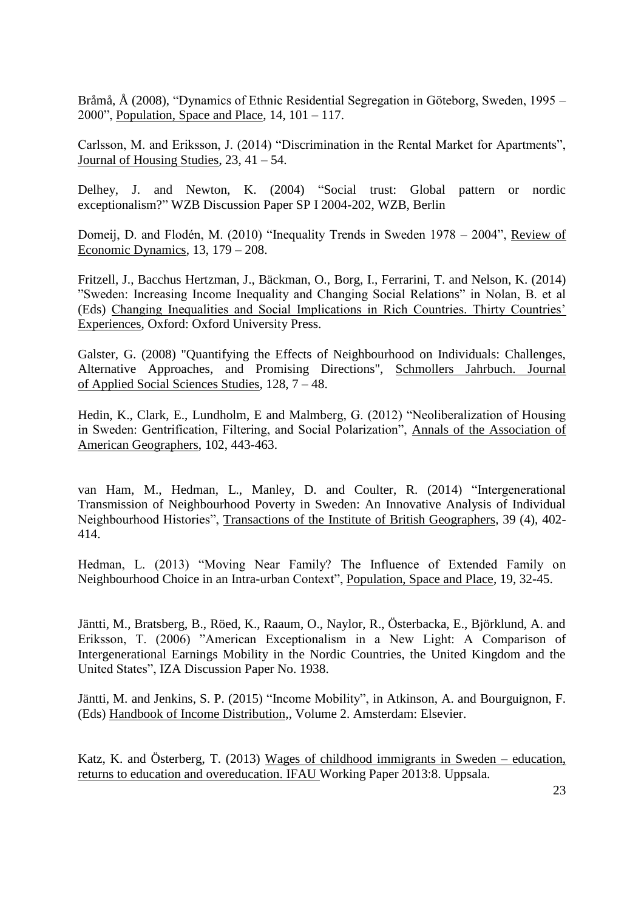Bråmå, Å (2008), "Dynamics of Ethnic Residential Segregation in Göteborg, Sweden, 1995 – 2000", Population, Space and Place, 14, 101 – 117.

Carlsson, M. and Eriksson, J. (2014) "Discrimination in the Rental Market for Apartments", Journal of Housing Studies, 23, 41 – 54.

Delhey, J. and Newton, K. (2004) "Social trust: Global pattern or nordic exceptionalism?" WZB Discussion Paper SP I 2004-202, WZB, Berlin

Domeij, D. and Flodén, M. (2010) "Inequality Trends in Sweden 1978 – 2004", Review of Economic Dynamics, 13, 179 – 208.

Fritzell, J., Bacchus Hertzman, J., Bäckman, O., Borg, I., Ferrarini, T. and Nelson, K. (2014) "Sweden: Increasing Income Inequality and Changing Social Relations" in Nolan, B. et al (Eds) Changing Inequalities and Social Implications in Rich Countries. Thirty Countries' Experiences, Oxford: Oxford University Press.

Galster, G. (2008) "Quantifying the Effects of Neighbourhood on Individuals: Challenges, Alternative Approaches, and Promising Directions", Schmollers Jahrbuch. Journal of Applied Social Sciences Studies, 128, 7 – 48.

Hedin, K., Clark, E., Lundholm, E and Malmberg, G. (2012) "Neoliberalization of Housing in Sweden: Gentrification, Filtering, and Social Polarization", Annals of the Association of American Geographers, 102, 443-463.

van Ham, M., Hedman, L., Manley, D. and Coulter, R. (2014) "Intergenerational Transmission of Neighbourhood Poverty in Sweden: An Innovative Analysis of Individual Neighbourhood Histories", Transactions of the Institute of British Geographers, 39 (4), 402-414.

Hedman, L. (2013) "Moving Near Family? The Influence of Extended Family on Neighbourhood Choice in an Intra-urban Context", Population, Space and Place, 19, 32-45.

Jäntti, M., Bratsberg, B., Röed, K., Raaum, O., Naylor, R., Österbacka, E., Björklund, A. and Eriksson, T. (2006) "American Exceptionalism in a New Light: A Comparison of Intergenerational Earnings Mobility in the Nordic Countries, the United Kingdom and the United States", IZA Discussion Paper No. 1938.

Jäntti, M. and Jenkins, S. P. (2015) "Income Mobility", in Atkinson, A. and Bourguignon, F. (Eds) Handbook of Income Distribution,, Volume 2. Amsterdam: Elsevier.

Katz, K. and Österberg, T. (2013) Wages of childhood immigrants in Sweden – education, returns to education and overeducation. IFAU Working Paper 2013:8. Uppsala.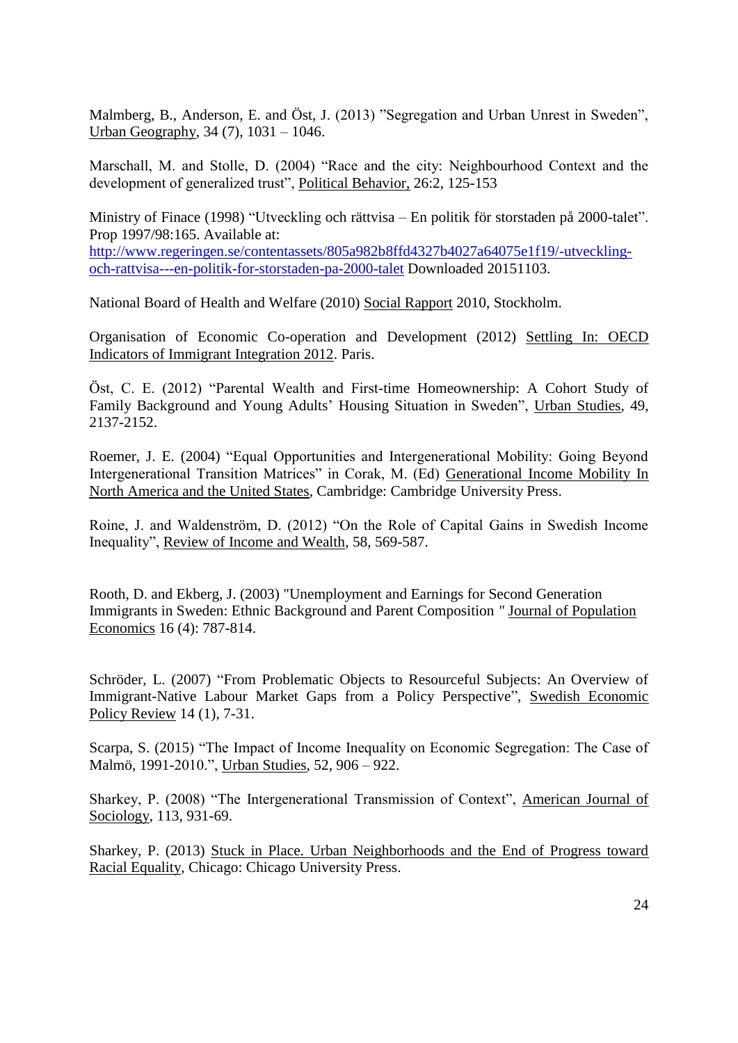Malmberg, B., Anderson, E. and Öst, J. (2013) ”Segregation and Urban Unrest in Sweden”, Urban Geography, 34 (7), 1031 – 1046.

Marschall, M. and Stolle, D. (2004) “Race and the city: Neighbourhood Context and the development of generalized trust”, Political Behavior, 26:2, 125-153

Ministry of Finace (1998) “Utveckling och rättvisa – En politik för storstaden på 2000-talet”. Prop 1997/98:165. Available at: [http://www.regeringen.se/contentassets/805a982b8ffd4327b4027a64075e1f19/-utveckling-och-rattvisa---en-politik-for-storstaden-pa-2000-talet](http://www.regeringen.se/contentassets/805a982b8ffd4327b4027a64075e1f19/-utveckling-och-rattvisa---en-politik-for-storstaden-pa-2000-talet) Downloaded 20151103.

National Board of Health and Welfare (2010) Social Rapport 2010, Stockholm.

Organisation of Economic Co-operation and Development (2012) Settling In: OECD Indicators of Immigrant Integration 2012. Paris.

Öst, C. E. (2012) “Parental Wealth and First-time Homeownership: A Cohort Study of Family Background and Young Adults’ Housing Situation in Sweden”, Urban Studies, 49, 2137-2152.

Roemer, J. E. (2004) “Equal Opportunities and Intergenerational Mobility: Going Beyond Intergenerational Transition Matrices” in Corak, M. (Ed) Generational Income Mobility In North America and the United States, Cambridge: Cambridge University Press.

Roine, J. and Waldenström, D. (2012) “On the Role of Capital Gains in Swedish Income Inequality”, Review of Income and Wealth, 58, 569-587.

Rooth, D. and Ekberg, J. (2003) "Unemployment and Earnings for Second Generation Immigrants in Sweden: Ethnic Background and Parent Composition " Journal of Population Economics 16 (4): 787-814.

Schröder, L. (2007) “From Problematic Objects to Resourceful Subjects: An Overview of Immigrant-Native Labour Market Gaps from a Policy Perspective”, Swedish Economic Policy Review 14 (1), 7-31.

Scarpa, S. (2015) “The Impact of Income Inequality on Economic Segregation: The Case of Malmö, 1991-2010.”, Urban Studies, 52, 906 – 922.

Sharkey, P. (2008) “The Intergenerational Transmission of Context”, American Journal of Sociology, 113, 931-69.

Sharkey, P. (2013) Stuck in Place. Urban Neighborhoods and the End of Progress toward Racial Equality, Chicago: Chicago University Press.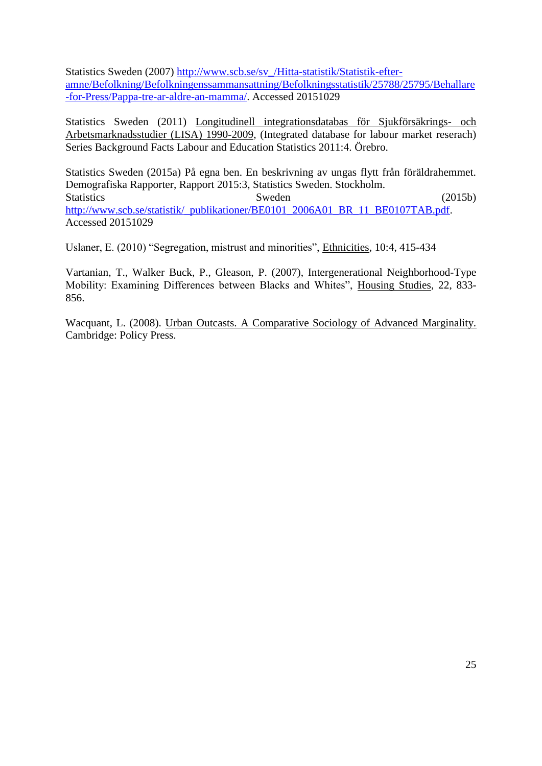Statistics Sweden (2007) http://www.scb.se/sv_/Hitta-statistik/Statistik-efter-amne/Befolkning/Befolkningenssammansattning/Befolkningsstatistik/25788/25795/Behallare-for-Press/Pappa-tre-ar-aldre-an-mamma/. Accessed 20151029

Statistics Sweden (2011) Longitudinell integrationsdatabas för Sjukförsäkrings- och Arbetsmarknadsstudier (LISA) 1990-2009, (Integrated database for labour market reserach) Series Background Facts Labour and Education Statistics 2011:4. Örebro.

Statistics Sweden (2015a) På egna ben. En beskrivning av ungas flytt från föräldrahemmet. Demografiska Rapporter, Rapport 2015:3, Statistics Sweden. Stockholm.
Statistics Sweden (2015b) http://www.scb.se/statistik/_publikationer/BE0101_2006A01_BR_11_BE0107TAB.pdf. Accessed 20151029

Uslaner, E. (2010) "Segregation, mistrust and minorities", Ethnicities, 10:4, 415-434

Vartanian, T., Walker Buck, P., Gleason, P. (2007), Intergenerational Neighborhood-Type Mobility: Examining Differences between Blacks and Whites", Housing Studies, 22, 833-856.

Wacquant, L. (2008). Urban Outcasts. A Comparative Sociology of Advanced Marginality. Cambridge: Policy Press.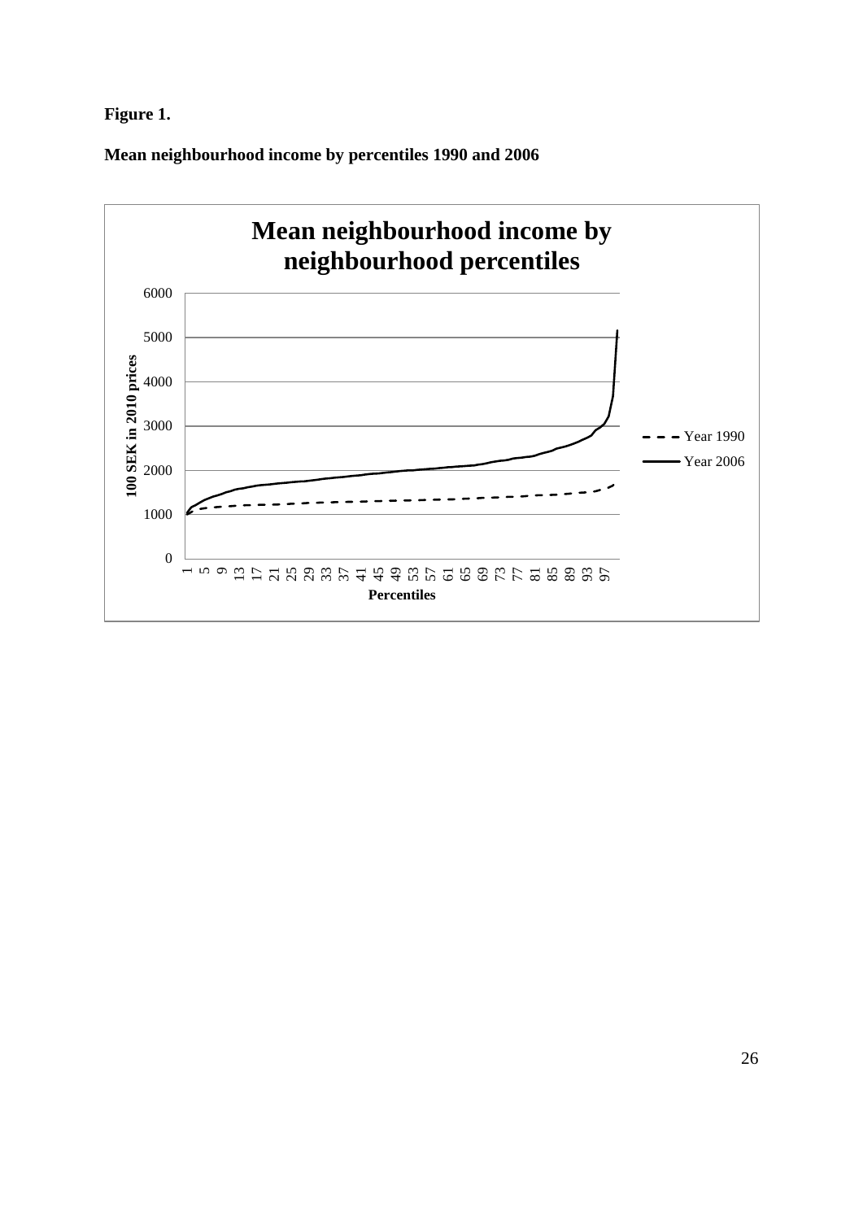**Figure 1.**

**Mean neighbourhood income by percentiles 1990 and 2006**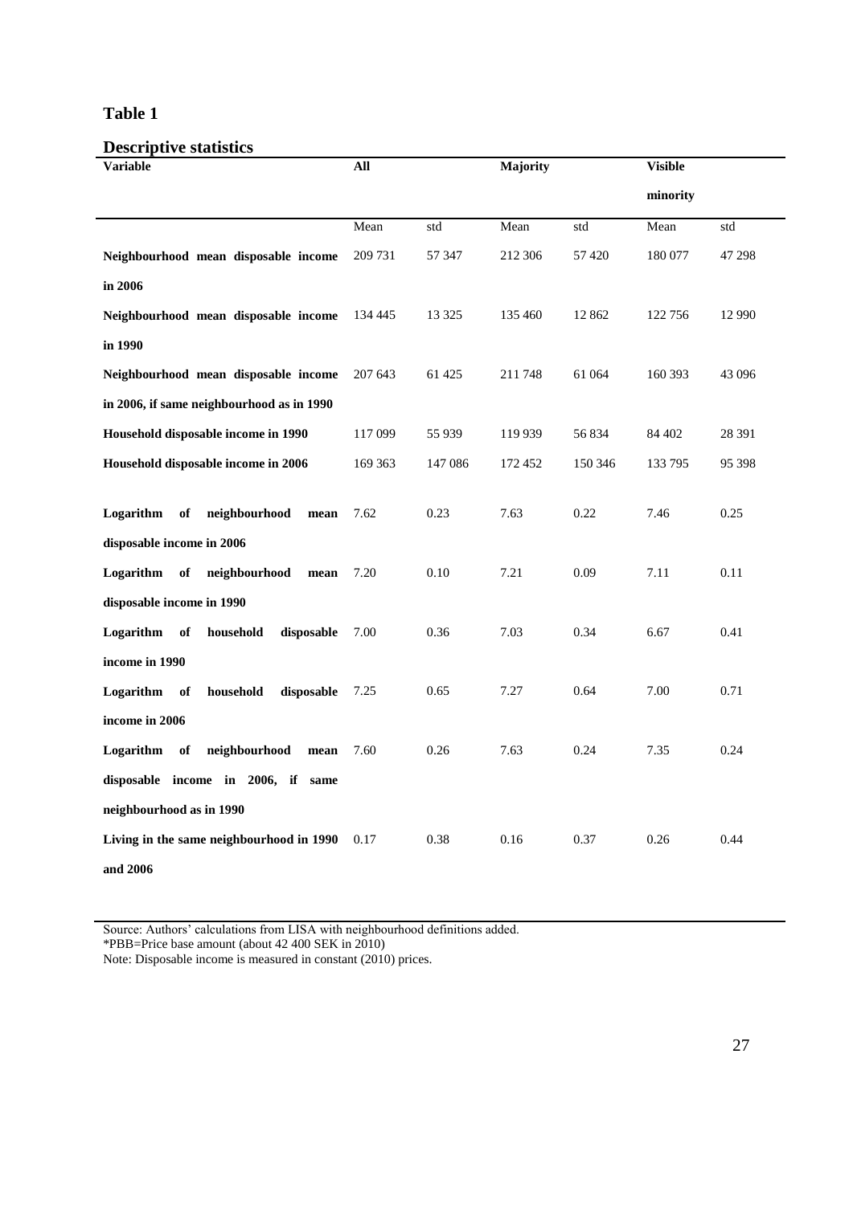**Table 1**

**Descriptive statistics**

| Variable | All | | Majority | | Visible minority | |
|---|---|---|---|---|---|---|
| | Mean | std | Mean | std | Mean | std |
| **Neighbourhood mean disposable income in 2006** | 209 731 | 57 347 | 212 306 | 57 420 | 180 077 | 47 298 |
| **Neighbourhood mean disposable income in 1990** | 134 445 | 13 325 | 135 460 | 12 862 | 122 756 | 12 990 |
| **Neighbourhood mean disposable income in 2006, if same neighbourhood as in 1990** | 207 643 | 61 425 | 211 748 | 61 064 | 160 393 | 43 096 |
| **Household disposable income in 1990** | 117 099 | 55 939 | 119 939 | 56 834 | 84 402 | 28 391 |
| **Household disposable income in 2006** | 169 363 | 147 086 | 172 452 | 150 346 | 133 795 | 95 398 |
| **Logarithm of neighbourhood mean disposable income in 2006** | 7.62 | 0.23 | 7.63 | 0.22 | 7.46 | 0.25 |
| **Logarithm of neighbourhood mean disposable income in 1990** | 7.20 | 0.10 | 7.21 | 0.09 | 7.11 | 0.11 |
| **Logarithm of household disposable income in 1990** | 7.00 | 0.36 | 7.03 | 0.34 | 6.67 | 0.41 |
| **Logarithm of household disposable income in 2006** | 7.25 | 0.65 | 7.27 | 0.64 | 7.00 | 0.71 |
| **Logarithm of neighbourhood mean disposable income in 2006, if same neighbourhood as in 1990** | 7.60 | 0.26 | 7.63 | 0.24 | 7.35 | 0.24 |
| **Living in the same neighbourhood in 1990 and 2006** | 0.17 | 0.38 | 0.16 | 0.37 | 0.26 | 0.44 |

Source: Authors' calculations from LISA with neighbourhood definitions added.
*PBB=Price base amount (about 42 400 SEK in 2010)
Note: Disposable income is measured in constant (2010) prices.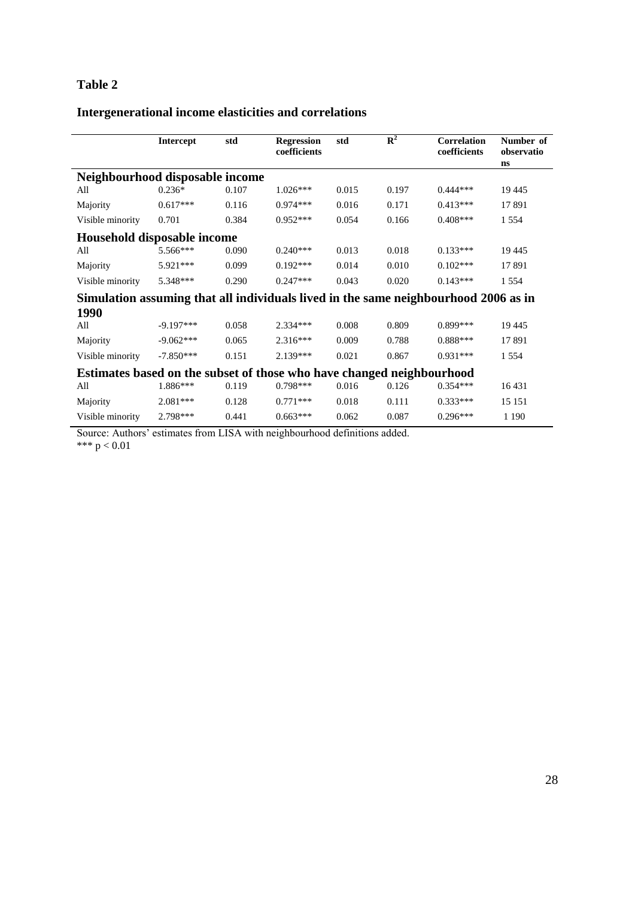**Table 2**

**Intergenerational income elasticities and correlations**

| | Intercept | std | Regression coefficients | std | $R^2$ | Correlation coefficients | Number of observations |
|---|---|---|---|---|---|---|---|
| **Neighbourhood disposable income** | | | | | | | |
| All | 0.236* | 0.107 | 1.026*** | 0.015 | 0.197 | 0.444*** | 19 445 |
| Majority | 0.617*** | 0.116 | 0.974*** | 0.016 | 0.171 | 0.413*** | 17 891 |
| Visible minority | 0.701 | 0.384 | 0.952*** | 0.054 | 0.166 | 0.408*** | 1 554 |
| **Household disposable income** | | | | | | | |
| All | 5.566*** | 0.090 | 0.240*** | 0.013 | 0.018 | 0.133*** | 19 445 |
| Majority | 5.921*** | 0.099 | 0.192*** | 0.014 | 0.010 | 0.102*** | 17 891 |
| Visible minority | 5.348*** | 0.290 | 0.247*** | 0.043 | 0.020 | 0.143*** | 1 554 |
| **Simulation assuming that all individuals lived in the same neighbourhood 2006 as in 1990** | | | | | | | |
| All | -9.197*** | 0.058 | 2.334*** | 0.008 | 0.809 | 0.899*** | 19 445 |
| Majority | -9.062*** | 0.065 | 2.316*** | 0.009 | 0.788 | 0.888*** | 17 891 |
| Visible minority | -7.850*** | 0.151 | 2.139*** | 0.021 | 0.867 | 0.931*** | 1 554 |
| **Estimates based on the subset of those who have changed neighbourhood** | | | | | | | |
| All | 1.886*** | 0.119 | 0.798*** | 0.016 | 0.126 | 0.354*** | 16 431 |
| Majority | 2.081*** | 0.128 | 0.771*** | 0.018 | 0.111 | 0.333*** | 15 151 |
| Visible minority | 2.798*** | 0.441 | 0.663*** | 0.062 | 0.087 | 0.296*** | 1 190 |

Source: Authors' estimates from LISA with neighbourhood definitions added.
*** $p < 0.01$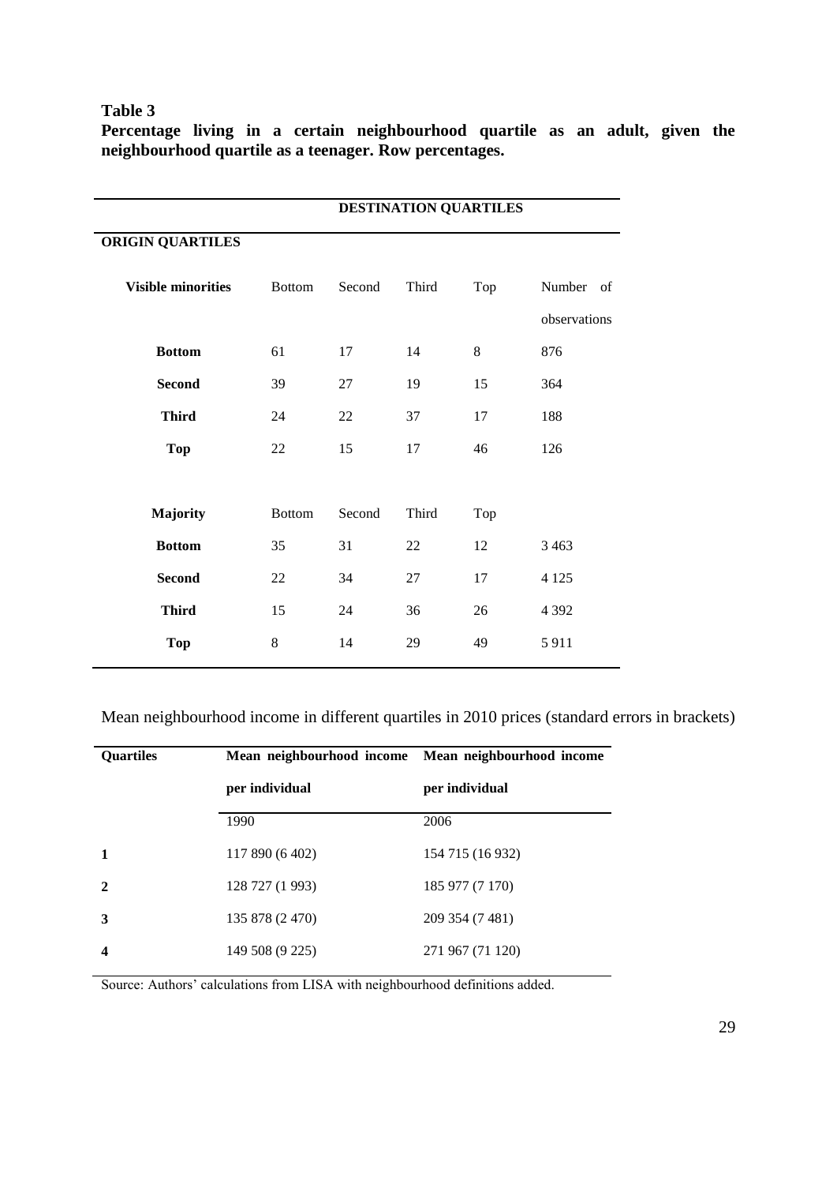**Table 3**

**Percentage living in a certain neighbourhood quartile as an adult, given the neighbourhood quartile as a teenager. Row percentages.**

| | DESTINATION QUARTILES | | | | |
|---|---|---|---|---|---|
| **ORIGIN QUARTILES** | | | | | |
| **Visible minorities** | Bottom | Second | Third | Top | Number of observations |
| **Bottom** | 61 | 17 | 14 | 8 | 876 |
| **Second** | 39 | 27 | 19 | 15 | 364 |
| **Third** | 24 | 22 | 37 | 17 | 188 |
| **Top** | 22 | 15 | 17 | 46 | 126 |
| | | | | | |
| **Majority** | Bottom | Second | Third | Top | |
| **Bottom** | 35 | 31 | 22 | 12 | 3 463 |
| **Second** | 22 | 34 | 27 | 17 | 4 125 |
| **Third** | 15 | 24 | 36 | 26 | 4 392 |
| **Top** | 8 | 14 | 29 | 49 | 5 911 |

Mean neighbourhood income in different quartiles in 2010 prices (standard errors in brackets)

| **Quartiles** | **Mean neighbourhood income per individual** | **Mean neighbourhood income per individual** |
|---|---|---|
| | 1990 | 2006 |
| **1** | 117 890 (6 402) | 154 715 (16 932) |
| **2** | 128 727 (1 993) | 185 977 (7 170) |
| **3** | 135 878 (2 470) | 209 354 (7 481) |
| **4** | 149 508 (9 225) | 271 967 (71 120) |

Source: Authors' calculations from LISA with neighbourhood definitions added.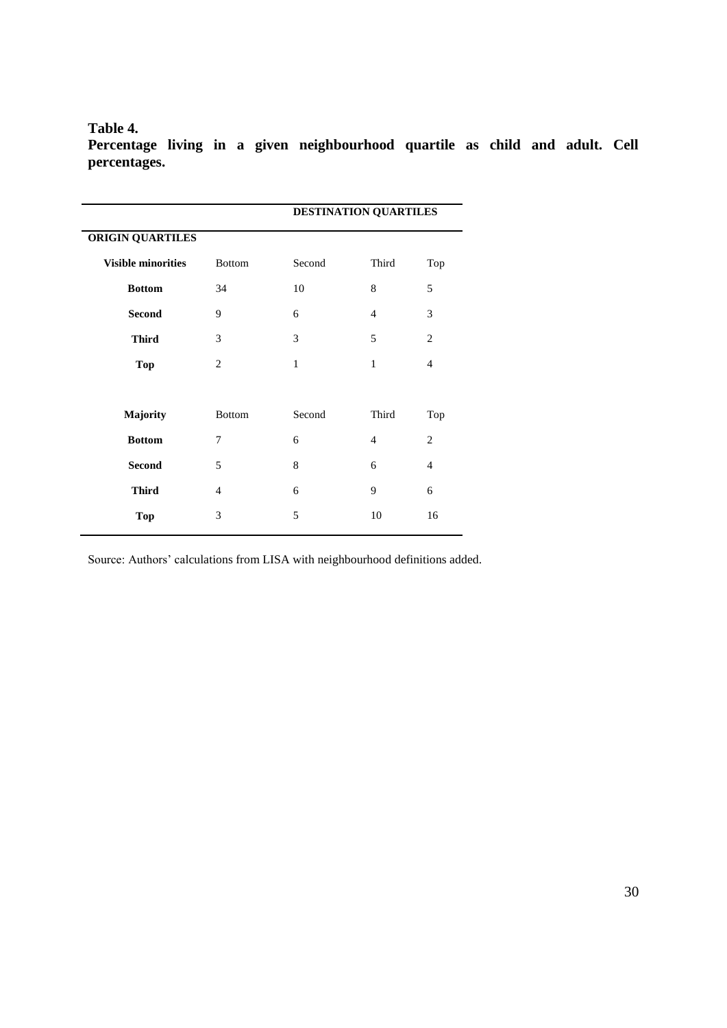**Table 4.**
**Percentage living in a given neighbourhood quartile as child and adult. Cell percentages.**

| | DESTINATION QUARTILES | | | |
|---|---|---|---|---|
| **ORIGIN QUARTILES** | | | | |
| **Visible minorities** | Bottom | Second | Third | Top |
| **Bottom** | 34 | 10 | 8 | 5 |
| **Second** | 9 | 6 | 4 | 3 |
| **Third** | 3 | 3 | 5 | 2 |
| **Top** | 2 | 1 | 1 | 4 |
| | | | | |
| **Majority** | Bottom | Second | Third | Top |
| **Bottom** | 7 | 6 | 4 | 2 |
| **Second** | 5 | 8 | 6 | 4 |
| **Third** | 4 | 6 | 9 | 6 |
| **Top** | 3 | 5 | 10 | 16 |

Source: Authors' calculations from LISA with neighbourhood definitions added.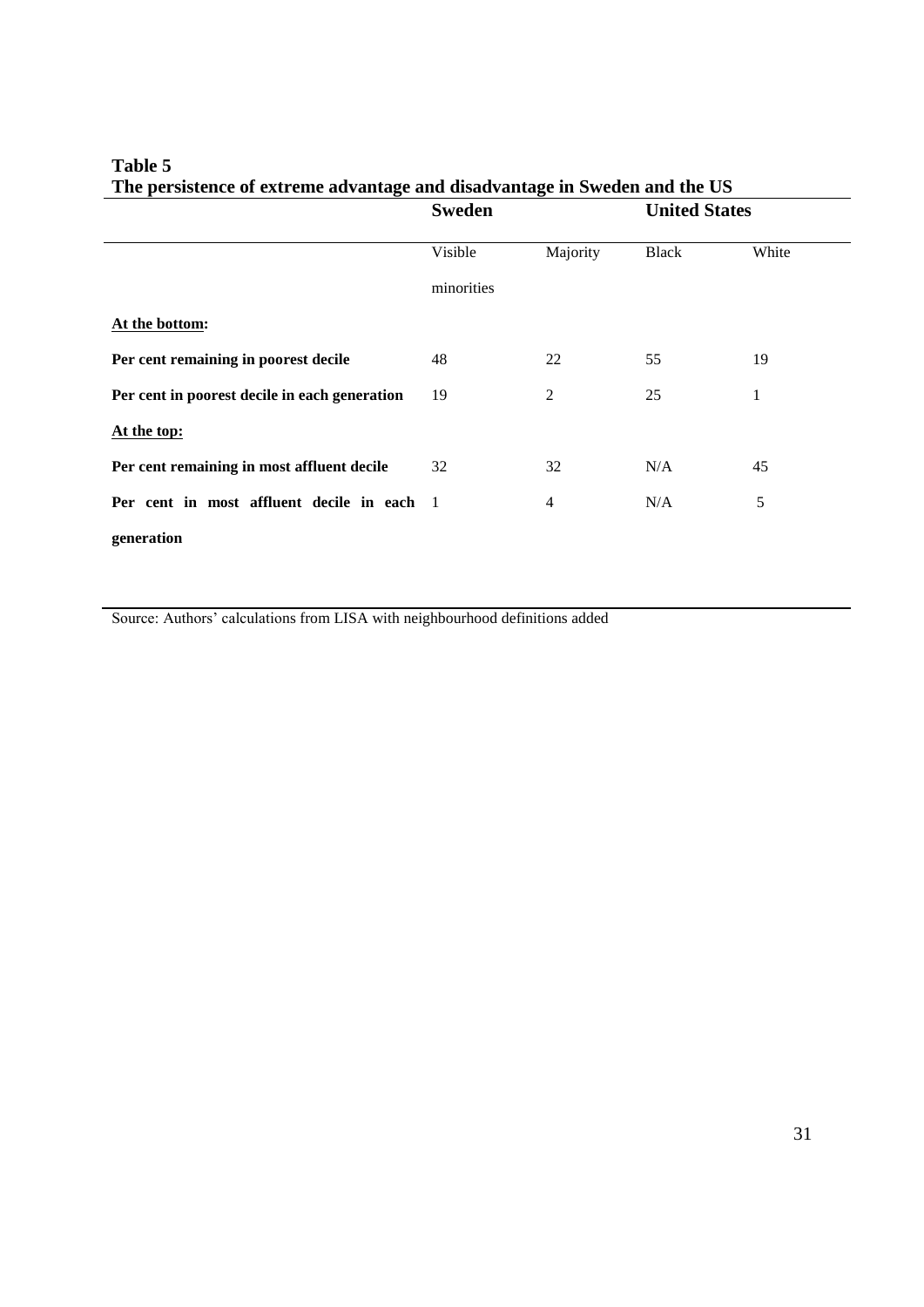**Table 5**
**The persistence of extreme advantage and disadvantage in Sweden and the US**

| | Sweden | | United States | |
|---|---|---|---|---|
| | Visible minorities | Majority | Black | White |
| **At the bottom:** | | | | |
| **Per cent remaining in poorest decile** | 48 | 22 | 55 | 19 |
| **Per cent in poorest decile in each generation** | 19 | 2 | 25 | 1 |
| **At the top:** | | | | |
| **Per cent remaining in most affluent decile** | 32 | 32 | N/A | 45 |
| **Per cent in most affluent decile in each generation** | 1 | 4 | N/A | 5 |

Source: Authors' calculations from LISA with neighbourhood definitions added